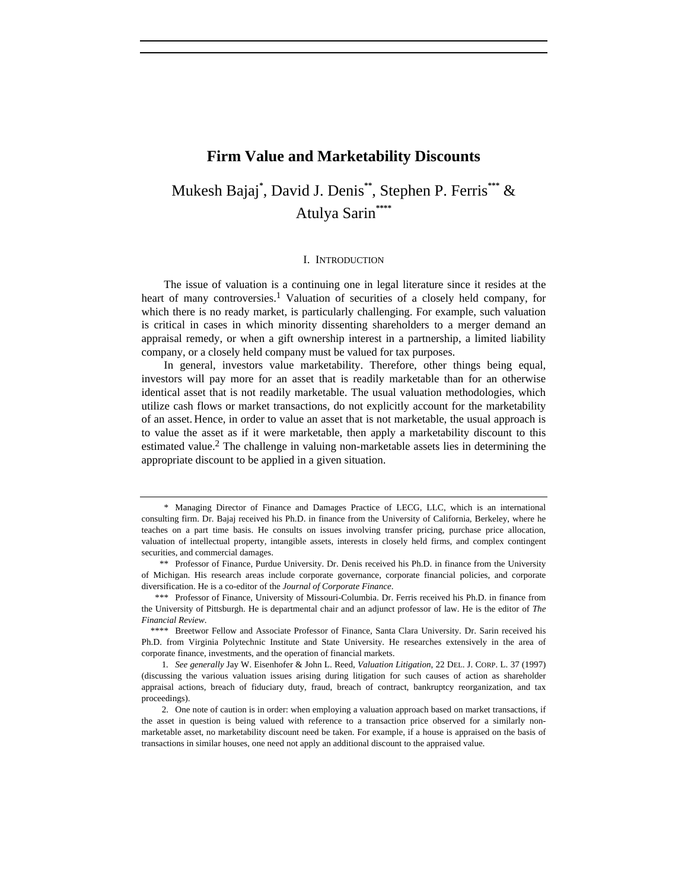# Firm Value and Marketability Discounts

Mukesh Bajaj*, David J. Denis**, Stephen P. Ferris*** & Atulya Sarin****

## I. Introduction

The issue of valuation is a continuing one in legal literature since it resides at the heart of many controversies.[1] Valuation of securities of a closely held company, for which there is no ready market, is particularly challenging. For example, such valuation is critical in cases in which minority dissenting shareholders to a merger demand an appraisal remedy, or when a gift ownership interest in a partnership, a limited liability company, or a closely held company must be valued for tax purposes.

In general, investors value marketability. Therefore, other things being equal, investors will pay more for an asset that is readily marketable than for an otherwise identical asset that is not readily marketable. The usual valuation methodologies, which utilize cash flows or market transactions, do not explicitly account for the marketability of an asset. Hence, in order to value an asset that is not marketable, the usual approach is to value the asset as if it were marketable, then apply a marketability discount to this estimated value.[2] The challenge in valuing non-marketable assets lies in determining the appropriate discount to be applied in a given situation.

---

\* Managing Director of Finance and Damages Practice of LECG, LLC, which is an international consulting firm. Dr. Bajaj received his Ph.D. in finance from the University of California, Berkeley, where he teaches on a part time basis. He consults on issues involving transfer pricing, purchase price allocation, valuation of intellectual property, intangible assets, interests in closely held firms, and complex contingent securities, and commercial damages.

\*\* Professor of Finance, Purdue University. Dr. Denis received his Ph.D. in finance from the University of Michigan. His research areas include corporate governance, corporate financial policies, and corporate diversification. He is a co-editor of the *Journal of Corporate Finance*.

\*\*\* Professor of Finance, University of Missouri-Columbia. Dr. Ferris received his Ph.D. in finance from the University of Pittsburgh. He is departmental chair and an adjunct professor of law. He is the editor of *The Financial Review*.

\*\*\*\* Breetwor Fellow and Associate Professor of Finance, Santa Clara University. Dr. Sarin received his Ph.D. from Virginia Polytechnic Institute and State University. He researches extensively in the area of corporate finance, investments, and the operation of financial markets.

1. *See generally* Jay W. Eisenhofer & John L. Reed, *Valuation Litigation*, 22 DEL. J. CORP. L. 37 (1997) (discussing the various valuation issues arising during litigation for such causes of action as shareholder appraisal actions, breach of fiduciary duty, fraud, breach of contract, bankruptcy reorganization, and tax proceedings).

2. One note of caution is in order: when employing a valuation approach based on market transactions, if the asset in question is being valued with reference to a transaction price observed for a similarly non-marketable asset, no marketability discount need be taken. For example, if a house is appraised on the basis of transactions in similar houses, one need not apply an additional discount to the appraised value.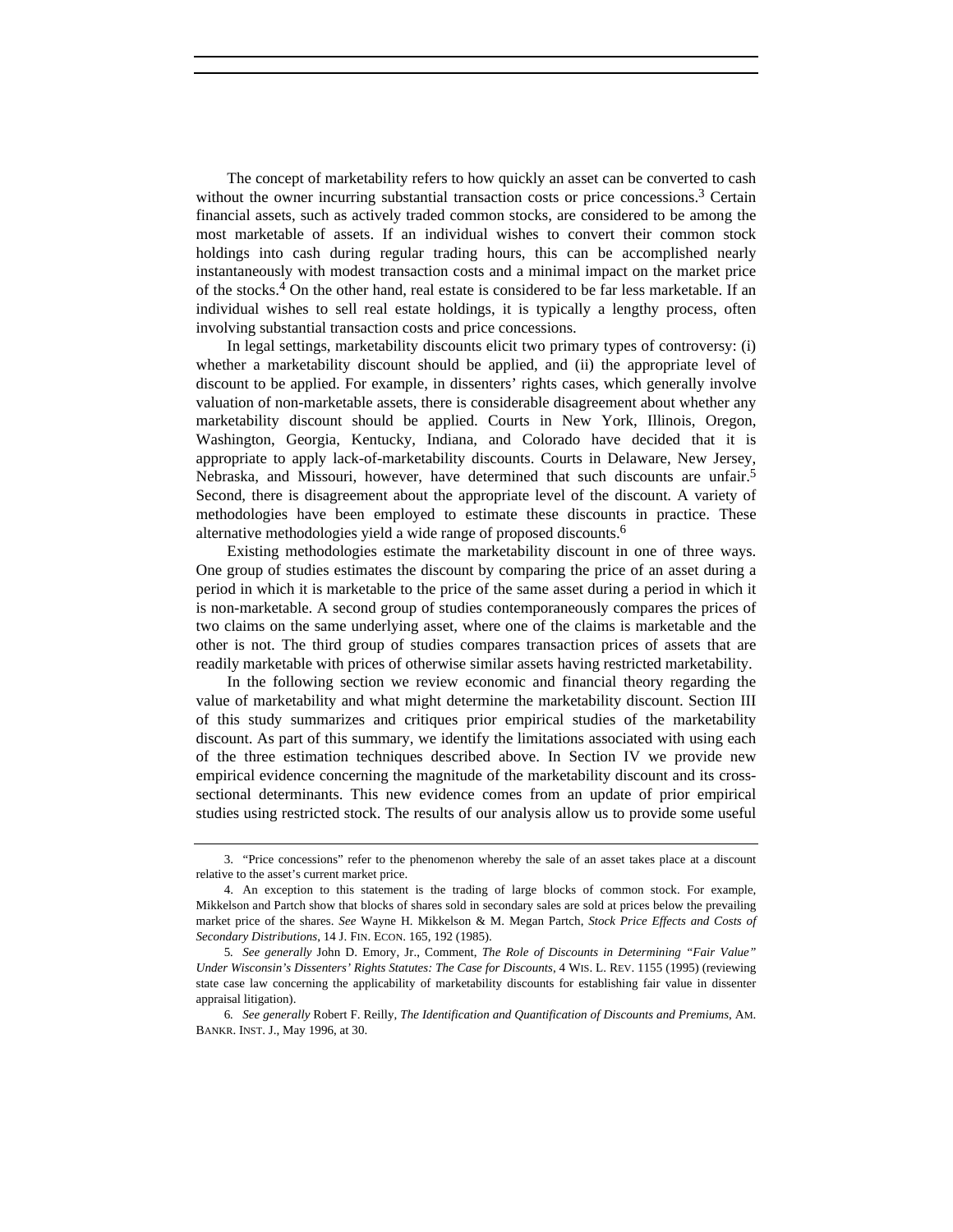The concept of marketability refers to how quickly an asset can be converted to cash without the owner incurring substantial transaction costs or price concessions.[3] Certain financial assets, such as actively traded common stocks, are considered to be among the most marketable of assets. If an individual wishes to convert their common stock holdings into cash during regular trading hours, this can be accomplished nearly instantaneously with modest transaction costs and a minimal impact on the market price of the stocks.[4] On the other hand, real estate is considered to be far less marketable. If an individual wishes to sell real estate holdings, it is typically a lengthy process, often involving substantial transaction costs and price concessions.

In legal settings, marketability discounts elicit two primary types of controversy: (i) whether a marketability discount should be applied, and (ii) the appropriate level of discount to be applied. For example, in dissenters' rights cases, which generally involve valuation of non-marketable assets, there is considerable disagreement about whether any marketability discount should be applied. Courts in New York, Illinois, Oregon, Washington, Georgia, Kentucky, Indiana, and Colorado have decided that it is appropriate to apply lack-of-marketability discounts. Courts in Delaware, New Jersey, Nebraska, and Missouri, however, have determined that such discounts are unfair.[5] Second, there is disagreement about the appropriate level of the discount. A variety of methodologies have been employed to estimate these discounts in practice. These alternative methodologies yield a wide range of proposed discounts.[6]

Existing methodologies estimate the marketability discount in one of three ways. One group of studies estimates the discount by comparing the price of an asset during a period in which it is marketable to the price of the same asset during a period in which it is non-marketable. A second group of studies contemporaneously compares the prices of two claims on the same underlying asset, where one of the claims is marketable and the other is not. The third group of studies compares transaction prices of assets that are readily marketable with prices of otherwise similar assets having restricted marketability.

In the following section we review economic and financial theory regarding the value of marketability and what might determine the marketability discount. Section III of this study summarizes and critiques prior empirical studies of the marketability discount. As part of this summary, we identify the limitations associated with using each of the three estimation techniques described above. In Section IV we provide new empirical evidence concerning the magnitude of the marketability discount and its cross-sectional determinants. This new evidence comes from an update of prior empirical studies using restricted stock. The results of our analysis allow us to provide some useful

---

3. "Price concessions" refer to the phenomenon whereby the sale of an asset takes place at a discount relative to the asset's current market price.

4. An exception to this statement is the trading of large blocks of common stock. For example, Mikkelson and Partch show that blocks of shares sold in secondary sales are sold at prices below the prevailing market price of the shares. *See* Wayne H. Mikkelson & M. Megan Partch, *Stock Price Effects and Costs of Secondary Distributions*, 14 J. FIN. ECON. 165, 192 (1985).

5. *See generally* John D. Emory, Jr., Comment, *The Role of Discounts in Determining "Fair Value" Under Wisconsin's Dissenters' Rights Statutes: The Case for Discounts*, 4 WIS. L. REV. 1155 (1995) (reviewing state case law concerning the applicability of marketability discounts for establishing fair value in dissenter appraisal litigation).

6. *See generally* Robert F. Reilly, *The Identification and Quantification of Discounts and Premiums*, AM. BANKR. INST. J., May 1996, at 30.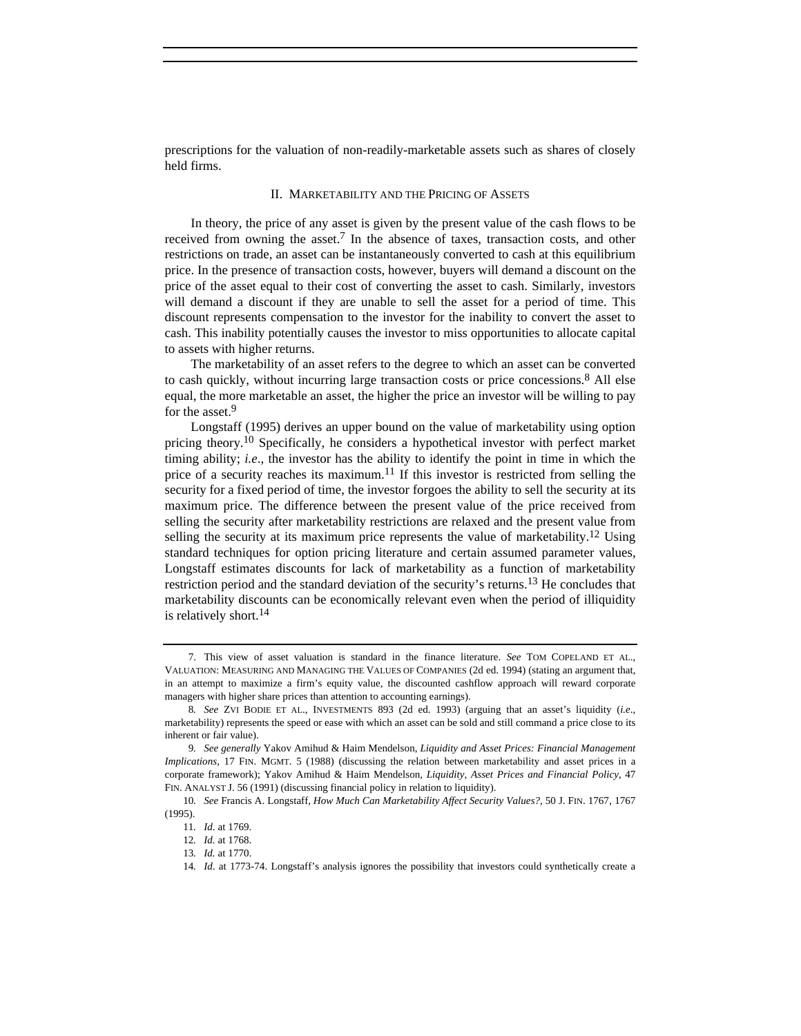prescriptions for the valuation of non-readily-marketable assets such as shares of closely held firms.

## II. Marketability and the Pricing of Assets

In theory, the price of any asset is given by the present value of the cash flows to be received from owning the asset.[7] In the absence of taxes, transaction costs, and other restrictions on trade, an asset can be instantaneously converted to cash at this equilibrium price. In the presence of transaction costs, however, buyers will demand a discount on the price of the asset equal to their cost of converting the asset to cash. Similarly, investors will demand a discount if they are unable to sell the asset for a period of time. This discount represents compensation to the investor for the inability to convert the asset to cash. This inability potentially causes the investor to miss opportunities to allocate capital to assets with higher returns.

The marketability of an asset refers to the degree to which an asset can be converted to cash quickly, without incurring large transaction costs or price concessions.[8] All else equal, the more marketable an asset, the higher the price an investor will be willing to pay for the asset.[9]

Longstaff (1995) derives an upper bound on the value of marketability using option pricing theory.[10] Specifically, he considers a hypothetical investor with perfect market timing ability; *i.e*., the investor has the ability to identify the point in time in which the price of a security reaches its maximum.[11] If this investor is restricted from selling the security for a fixed period of time, the investor forgoes the ability to sell the security at its maximum price. The difference between the present value of the price received from selling the security after marketability restrictions are relaxed and the present value from selling the security at its maximum price represents the value of marketability.[12] Using standard techniques for option pricing literature and certain assumed parameter values, Longstaff estimates discounts for lack of marketability as a function of marketability restriction period and the standard deviation of the security's returns.[13] He concludes that marketability discounts can be economically relevant even when the period of illiquidity is relatively short.[14]

---

7. This view of asset valuation is standard in the finance literature. *See* TOM COPELAND ET AL., VALUATION: MEASURING AND MANAGING THE VALUES OF COMPANIES (2d ed. 1994) (stating an argument that, in an attempt to maximize a firm's equity value, the discounted cashflow approach will reward corporate managers with higher share prices than attention to accounting earnings).

8. *See* ZVI BODIE ET AL., INVESTMENTS 893 (2d ed. 1993) (arguing that an asset's liquidity (*i.e*., marketability) represents the speed or ease with which an asset can be sold and still command a price close to its inherent or fair value).

9. *See generally* Yakov Amihud & Haim Mendelson, *Liquidity and Asset Prices: Financial Management Implications*, 17 FIN. MGMT. 5 (1988) (discussing the relation between marketability and asset prices in a corporate framework); Yakov Amihud & Haim Mendelson, *Liquidity, Asset Prices and Financial Policy*, 47 FIN. ANALYST J. 56 (1991) (discussing financial policy in relation to liquidity).

10. *See* Francis A. Longstaff, *How Much Can Marketability Affect Security Values?*, 50 J. FIN. 1767, 1767 (1995).

11. *Id.* at 1769.

12. *Id.* at 1768.

13. *Id.* at 1770.

14. *Id.* at 1773-74. Longstaff's analysis ignores the possibility that investors could synthetically create a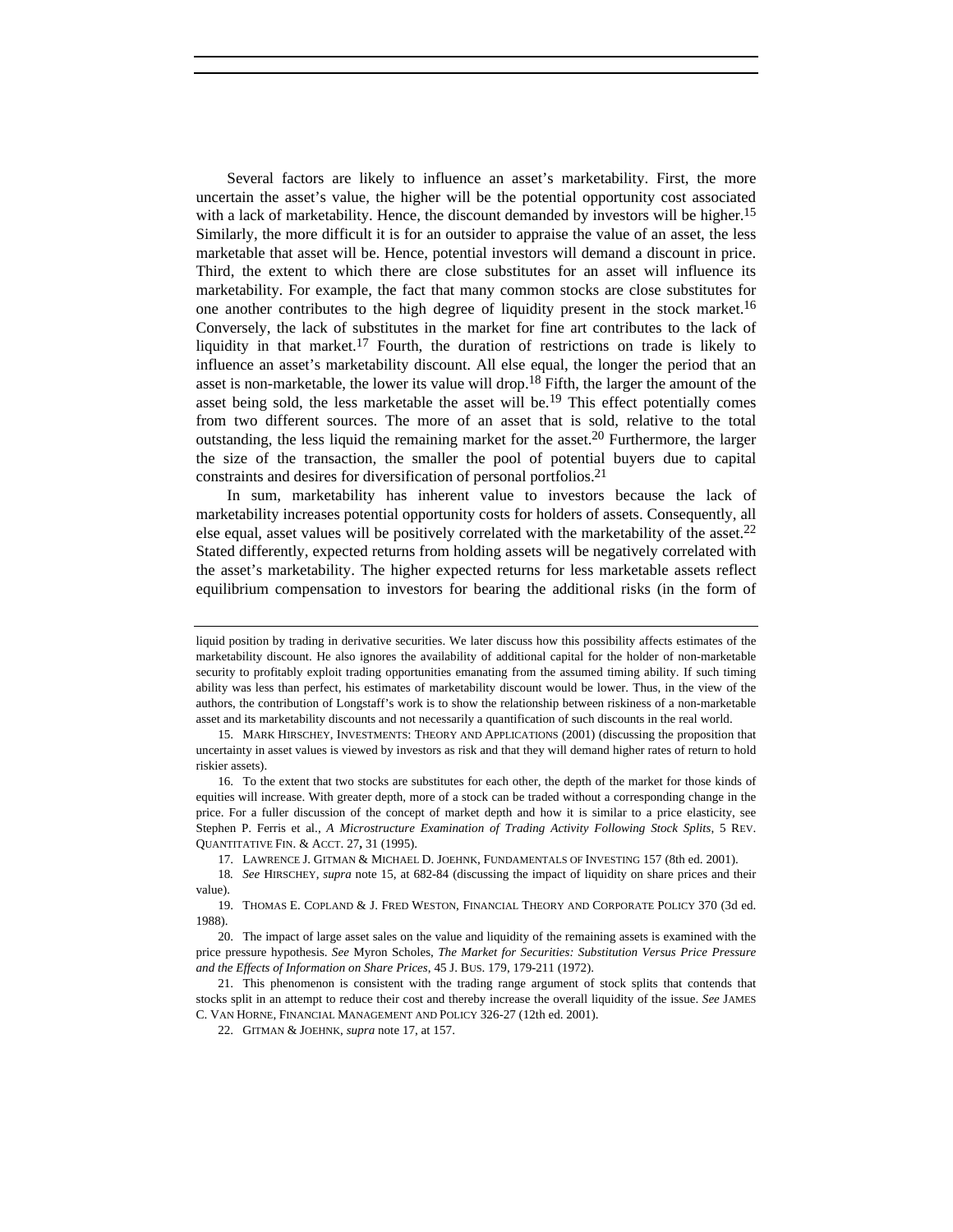Several factors are likely to influence an asset's marketability. First, the more uncertain the asset's value, the higher will be the potential opportunity cost associated with a lack of marketability. Hence, the discount demanded by investors will be higher.[15] Similarly, the more difficult it is for an outsider to appraise the value of an asset, the less marketable that asset will be. Hence, potential investors will demand a discount in price. Third, the extent to which there are close substitutes for an asset will influence its marketability. For example, the fact that many common stocks are close substitutes for one another contributes to the high degree of liquidity present in the stock market.[16] Conversely, the lack of substitutes in the market for fine art contributes to the lack of liquidity in that market.[17] Fourth, the duration of restrictions on trade is likely to influence an asset's marketability discount. All else equal, the longer the period that an asset is non-marketable, the lower its value will drop.[18] Fifth, the larger the amount of the asset being sold, the less marketable the asset will be.[19] This effect potentially comes from two different sources. The more of an asset that is sold, relative to the total outstanding, the less liquid the remaining market for the asset.[20] Furthermore, the larger the size of the transaction, the smaller the pool of potential buyers due to capital constraints and desires for diversification of personal portfolios.[21]

In sum, marketability has inherent value to investors because the lack of marketability increases potential opportunity costs for holders of assets. Consequently, all else equal, asset values will be positively correlated with the marketability of the asset.[22] Stated differently, expected returns from holding assets will be negatively correlated with the asset's marketability. The higher expected returns for less marketable assets reflect equilibrium compensation to investors for bearing the additional risks (in the form of

---

liquid position by trading in derivative securities. We later discuss how this possibility affects estimates of the marketability discount. He also ignores the availability of additional capital for the holder of non-marketable security to profitably exploit trading opportunities emanating from the assumed timing ability. If such timing ability was less than perfect, his estimates of marketability discount would be lower. Thus, in the view of the authors, the contribution of Longstaff's work is to show the relationship between riskiness of a non-marketable asset and its marketability discounts and not necessarily a quantification of such discounts in the real world.

15. MARK HIRSCHEY, INVESTMENTS: THEORY AND APPLICATIONS (2001) (discussing the proposition that uncertainty in asset values is viewed by investors as risk and that they will demand higher rates of return to hold riskier assets).

16. To the extent that two stocks are substitutes for each other, the depth of the market for those kinds of equities will increase. With greater depth, more of a stock can be traded without a corresponding change in the price. For a fuller discussion of the concept of market depth and how it is similar to a price elasticity, see Stephen P. Ferris et al., *A Microstructure Examination of Trading Activity Following Stock Splits*, 5 REV. QUANTITATIVE FIN. & ACCT. 27**,** 31 (1995).

17. LAWRENCE J. GITMAN & MICHAEL D. JOEHNK, FUNDAMENTALS OF INVESTING 157 (8th ed. 2001).

18. *See* HIRSCHEY, *supra* note 15, at 682-84 (discussing the impact of liquidity on share prices and their value).

19. THOMAS E. COPLAND & J. FRED WESTON, FINANCIAL THEORY AND CORPORATE POLICY 370 (3d ed. 1988).

20. The impact of large asset sales on the value and liquidity of the remaining assets is examined with the price pressure hypothesis. *See* Myron Scholes, *The Market for Securities: Substitution Versus Price Pressure and the Effects of Information on Share Prices*, 45 J. BUS. 179, 179-211 (1972).

21. This phenomenon is consistent with the trading range argument of stock splits that contends that stocks split in an attempt to reduce their cost and thereby increase the overall liquidity of the issue. *See* JAMES C. VAN HORNE, FINANCIAL MANAGEMENT AND POLICY 326-27 (12th ed. 2001).

22. GITMAN & JOEHNK, *supra* note 17, at 157.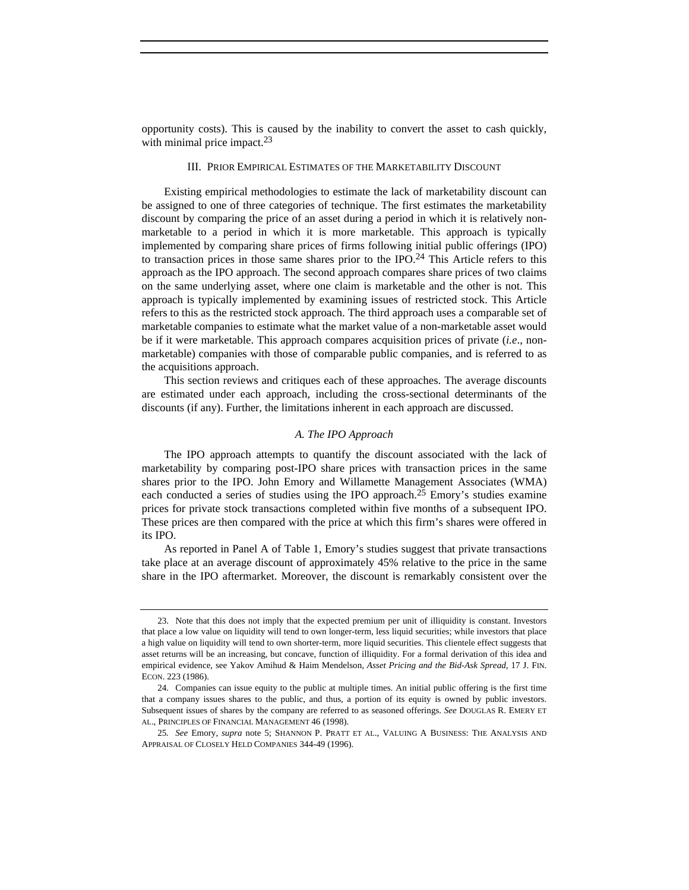opportunity costs). This is caused by the inability to convert the asset to cash quickly, with minimal price impact.[23]

## III. Prior Empirical Estimates of the Marketability Discount

Existing empirical methodologies to estimate the lack of marketability discount can be assigned to one of three categories of technique. The first estimates the marketability discount by comparing the price of an asset during a period in which it is relatively non-marketable to a period in which it is more marketable. This approach is typically implemented by comparing share prices of firms following initial public offerings (IPO) to transaction prices in those same shares prior to the IPO.[24] This Article refers to this approach as the IPO approach. The second approach compares share prices of two claims on the same underlying asset, where one claim is marketable and the other is not. This approach is typically implemented by examining issues of restricted stock. This Article refers to this as the restricted stock approach. The third approach uses a comparable set of marketable companies to estimate what the market value of a non-marketable asset would be if it were marketable. This approach compares acquisition prices of private (*i.e.*, non-marketable) companies with those of comparable public companies, and is referred to as the acquisitions approach.

This section reviews and critiques each of these approaches. The average discounts are estimated under each approach, including the cross-sectional determinants of the discounts (if any). Further, the limitations inherent in each approach are discussed.

### *A. The IPO Approach*

The IPO approach attempts to quantify the discount associated with the lack of marketability by comparing post-IPO share prices with transaction prices in the same shares prior to the IPO. John Emory and Willamette Management Associates (WMA) each conducted a series of studies using the IPO approach.[25] Emory's studies examine prices for private stock transactions completed within five months of a subsequent IPO. These prices are then compared with the price at which this firm's shares were offered in its IPO.

As reported in Panel A of Table 1, Emory's studies suggest that private transactions take place at an average discount of approximately 45% relative to the price in the same share in the IPO aftermarket. Moreover, the discount is remarkably consistent over the

---

23. Note that this does not imply that the expected premium per unit of illiquidity is constant. Investors that place a low value on liquidity will tend to own longer-term, less liquid securities; while investors that place a high value on liquidity will tend to own shorter-term, more liquid securities. This clientele effect suggests that asset returns will be an increasing, but concave, function of illiquidity. For a formal derivation of this idea and empirical evidence, see Yakov Amihud & Haim Mendelson, *Asset Pricing and the Bid-Ask Spread*, 17 J. FIN. ECON. 223 (1986).

24. Companies can issue equity to the public at multiple times. An initial public offering is the first time that a company issues shares to the public, and thus, a portion of its equity is owned by public investors. Subsequent issues of shares by the company are referred to as seasoned offerings. *See* DOUGLAS R. EMERY ET AL., PRINCIPLES OF FINANCIAL MANAGEMENT 46 (1998).

25. *See* Emory, *supra* note 5; SHANNON P. PRATT ET AL., VALUING A BUSINESS: THE ANALYSIS AND APPRAISAL OF CLOSELY HELD COMPANIES 344-49 (1996).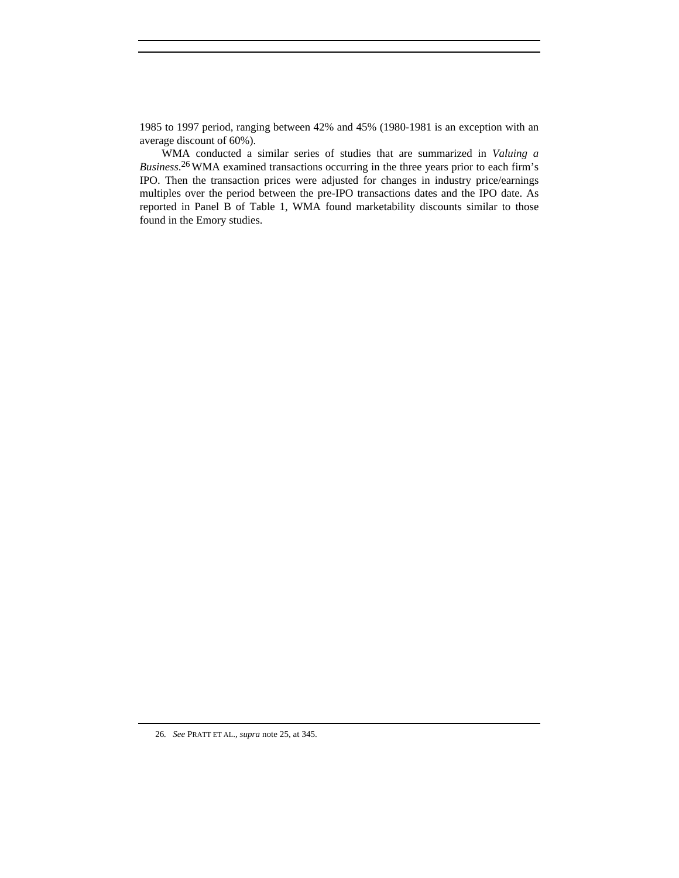1985 to 1997 period, ranging between 42% and 45% (1980-1981 is an exception with an average discount of 60%).

WMA conducted a similar series of studies that are summarized in *Valuing a Business*.[26] WMA examined transactions occurring in the three years prior to each firm's IPO. Then the transaction prices were adjusted for changes in industry price/earnings multiples over the period between the pre-IPO transactions dates and the IPO date. As reported in Panel B of Table 1, WMA found marketability discounts similar to those found in the Emory studies.

---

26. *See* PRATT ET AL., *supra* note 25, at 345.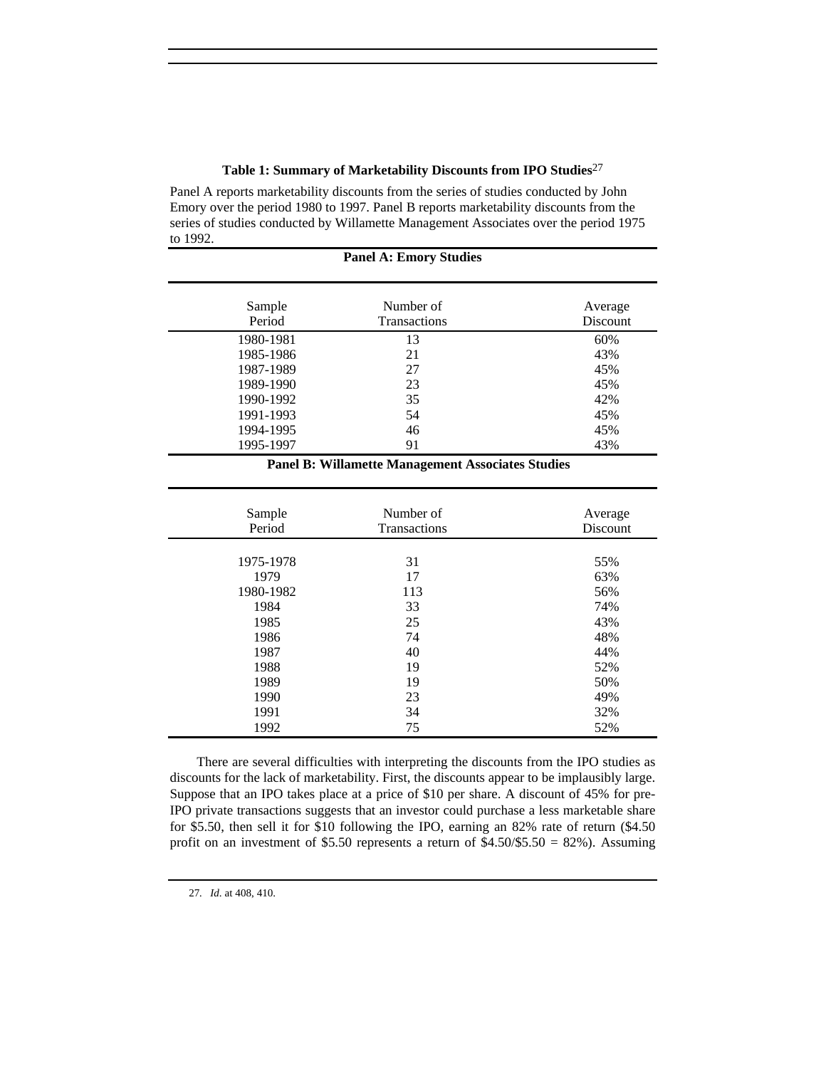**Table 1: Summary of Marketability Discounts from IPO Studies**[27]

Panel A reports marketability discounts from the series of studies conducted by John Emory over the period 1980 to 1997. Panel B reports marketability discounts from the series of studies conducted by Willamette Management Associates over the period 1975 to 1992.

**Panel A: Emory Studies**

| Sample Period | Number of Transactions | Average Discount |
|---|---|---|
| 1980-1981 | 13 | 60% |
| 1985-1986 | 21 | 43% |
| 1987-1989 | 27 | 45% |
| 1989-1990 | 23 | 45% |
| 1990-1992 | 35 | 42% |
| 1991-1993 | 54 | 45% |
| 1994-1995 | 46 | 45% |
| 1995-1997 | 91 | 43% |

**Panel B: Willamette Management Associates Studies**

| Sample Period | Number of Transactions | Average Discount |
|---|---|---|
| 1975-1978 | 31 | 55% |
| 1979 | 17 | 63% |
| 1980-1982 | 113 | 56% |
| 1984 | 33 | 74% |
| 1985 | 25 | 43% |
| 1986 | 74 | 48% |
| 1987 | 40 | 44% |
| 1988 | 19 | 52% |
| 1989 | 19 | 50% |
| 1990 | 23 | 49% |
| 1991 | 34 | 32% |
| 1992 | 75 | 52% |

There are several difficulties with interpreting the discounts from the IPO studies as discounts for the lack of marketability. First, the discounts appear to be implausibly large. Suppose that an IPO takes place at a price of $10 per share. A discount of 45% for pre-IPO private transactions suggests that an investor could purchase a less marketable share for $5.50, then sell it for $10 following the IPO, earning an 82% rate of return ($4.50 profit on an investment of $5.50 represents a return of $4.50/$5.50 = 82%). Assuming

27. *Id*. at 408, 410.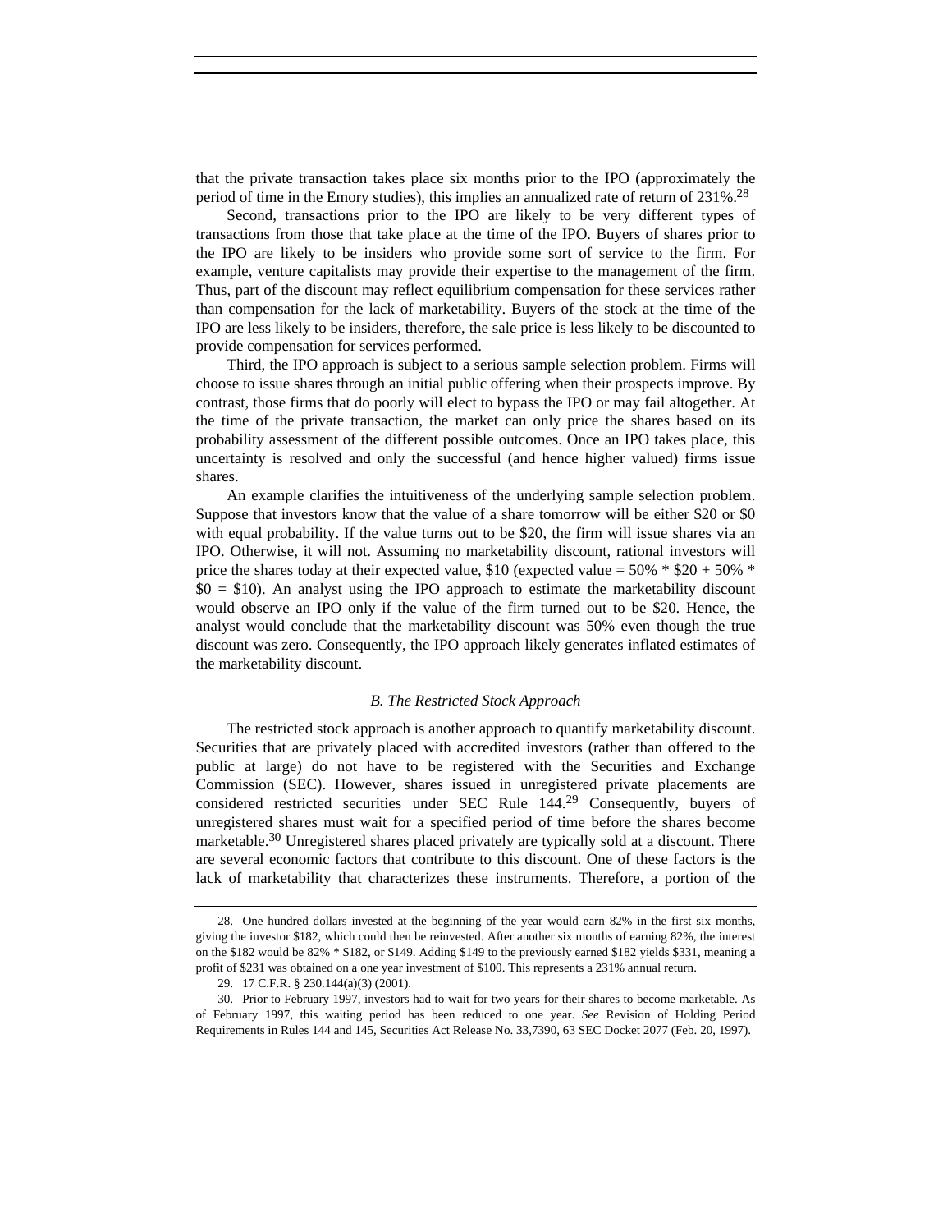that the private transaction takes place six months prior to the IPO (approximately the period of time in the Emory studies), this implies an annualized rate of return of 231%.[28]

Second, transactions prior to the IPO are likely to be very different types of transactions from those that take place at the time of the IPO. Buyers of shares prior to the IPO are likely to be insiders who provide some sort of service to the firm. For example, venture capitalists may provide their expertise to the management of the firm. Thus, part of the discount may reflect equilibrium compensation for these services rather than compensation for the lack of marketability. Buyers of the stock at the time of the IPO are less likely to be insiders, therefore, the sale price is less likely to be discounted to provide compensation for services performed.

Third, the IPO approach is subject to a serious sample selection problem. Firms will choose to issue shares through an initial public offering when their prospects improve. By contrast, those firms that do poorly will elect to bypass the IPO or may fail altogether. At the time of the private transaction, the market can only price the shares based on its probability assessment of the different possible outcomes. Once an IPO takes place, this uncertainty is resolved and only the successful (and hence higher valued) firms issue shares.

An example clarifies the intuitiveness of the underlying sample selection problem. Suppose that investors know that the value of a share tomorrow will be either $20 or $0 with equal probability. If the value turns out to be $20, the firm will issue shares via an IPO. Otherwise, it will not. Assuming no marketability discount, rational investors will price the shares today at their expected value, $10 (expected value = 50% * $20 + 50% * $0 = $10). An analyst using the IPO approach to estimate the marketability discount would observe an IPO only if the value of the firm turned out to be $20. Hence, the analyst would conclude that the marketability discount was 50% even though the true discount was zero. Consequently, the IPO approach likely generates inflated estimates of the marketability discount.

### *B. The Restricted Stock Approach*

The restricted stock approach is another approach to quantify marketability discount. Securities that are privately placed with accredited investors (rather than offered to the public at large) do not have to be registered with the Securities and Exchange Commission (SEC). However, shares issued in unregistered private placements are considered restricted securities under SEC Rule 144.[29] Consequently, buyers of unregistered shares must wait for a specified period of time before the shares become marketable.[30] Unregistered shares placed privately are typically sold at a discount. There are several economic factors that contribute to this discount. One of these factors is the lack of marketability that characterizes these instruments. Therefore, a portion of the

---

28. One hundred dollars invested at the beginning of the year would earn 82% in the first six months, giving the investor $182, which could then be reinvested. After another six months of earning 82%, the interest on the $182 would be 82% * $182, or $149. Adding $149 to the previously earned $182 yields $331, meaning a profit of $231 was obtained on a one year investment of $100. This represents a 231% annual return.

29. 17 C.F.R. § 230.144(a)(3) (2001).

30. Prior to February 1997, investors had to wait for two years for their shares to become marketable. As of February 1997, this waiting period has been reduced to one year. *See* Revision of Holding Period Requirements in Rules 144 and 145, Securities Act Release No. 33,7390, 63 SEC Docket 2077 (Feb. 20, 1997).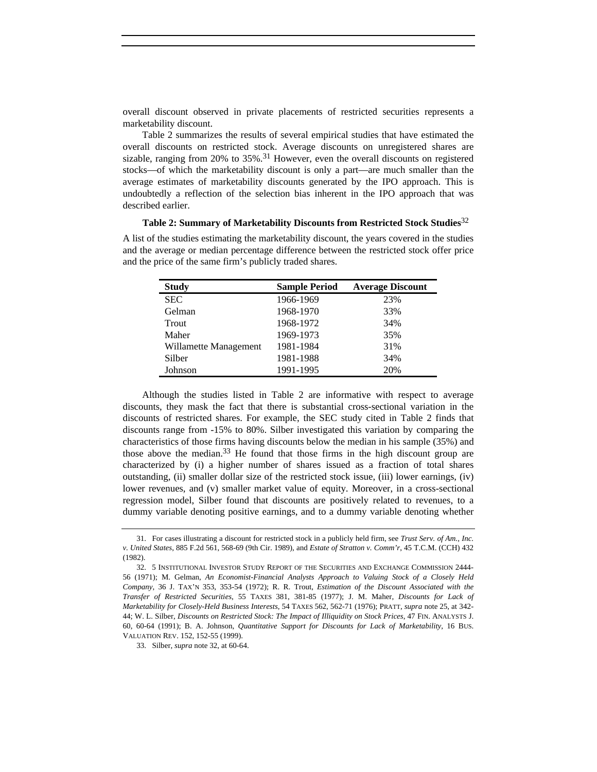overall discount observed in private placements of restricted securities represents a marketability discount.

Table 2 summarizes the results of several empirical studies that have estimated the overall discounts on restricted stock. Average discounts on unregistered shares are sizable, ranging from 20% to 35%.[31] However, even the overall discounts on registered stocks—of which the marketability discount is only a part—are much smaller than the average estimates of marketability discounts generated by the IPO approach. This is undoubtedly a reflection of the selection bias inherent in the IPO approach that was described earlier.

**Table 2: Summary of Marketability Discounts from Restricted Stock Studies**[32]

A list of the studies estimating the marketability discount, the years covered in the studies and the average or median percentage difference between the restricted stock offer price and the price of the same firm's publicly traded shares.

| Study | Sample Period | Average Discount |
|---|---|---|
| SEC | 1966-1969 | 23% |
| Gelman | 1968-1970 | 33% |
| Trout | 1968-1972 | 34% |
| Maher | 1969-1973 | 35% |
| Willamette Management | 1981-1984 | 31% |
| Silber | 1981-1988 | 34% |
| Johnson | 1991-1995 | 20% |

Although the studies listed in Table 2 are informative with respect to average discounts, they mask the fact that there is substantial cross-sectional variation in the discounts of restricted shares. For example, the SEC study cited in Table 2 finds that discounts range from -15% to 80%. Silber investigated this variation by comparing the characteristics of those firms having discounts below the median in his sample (35%) and those above the median.[33] He found that those firms in the high discount group are characterized by (i) a higher number of shares issued as a fraction of total shares outstanding, (ii) smaller dollar size of the restricted stock issue, (iii) lower earnings, (iv) lower revenues, and (v) smaller market value of equity. Moreover, in a cross-sectional regression model, Silber found that discounts are positively related to revenues, to a dummy variable denoting positive earnings, and to a dummy variable denoting whether

---

31. For cases illustrating a discount for restricted stock in a publicly held firm, see *Trust Serv. of Am., Inc. v. United States*, 885 F.2d 561, 568-69 (9th Cir. 1989), and *Estate of Stratton v. Comm'r*, 45 T.C.M. (CCH) 432 (1982).

32. 5 INSTITUTIONAL INVESTOR STUDY REPORT OF THE SECURITIES AND EXCHANGE COMMISSION 2444-56 (1971); M. Gelman, *An Economist-Financial Analysts Approach to Valuing Stock of a Closely Held Company*, 36 J. TAX'N 353, 353-54 (1972); R. R. Trout, *Estimation of the Discount Associated with the Transfer of Restricted Securities*, 55 TAXES 381, 381-85 (1977); J. M. Maher, *Discounts for Lack of Marketability for Closely-Held Business Interests*, 54 TAXES 562, 562-71 (1976); PRATT, *supra* note 25, at 342-44; W. L. Silber, *Discounts on Restricted Stock: The Impact of Illiquidity on Stock Prices*, 47 FIN. ANALYSTS J. 60, 60-64 (1991); B. A. Johnson, *Quantitative Support for Discounts for Lack of Marketability*, 16 BUS. VALUATION REV. 152, 152-55 (1999).

33. Silber, *supra* note 32, at 60-64.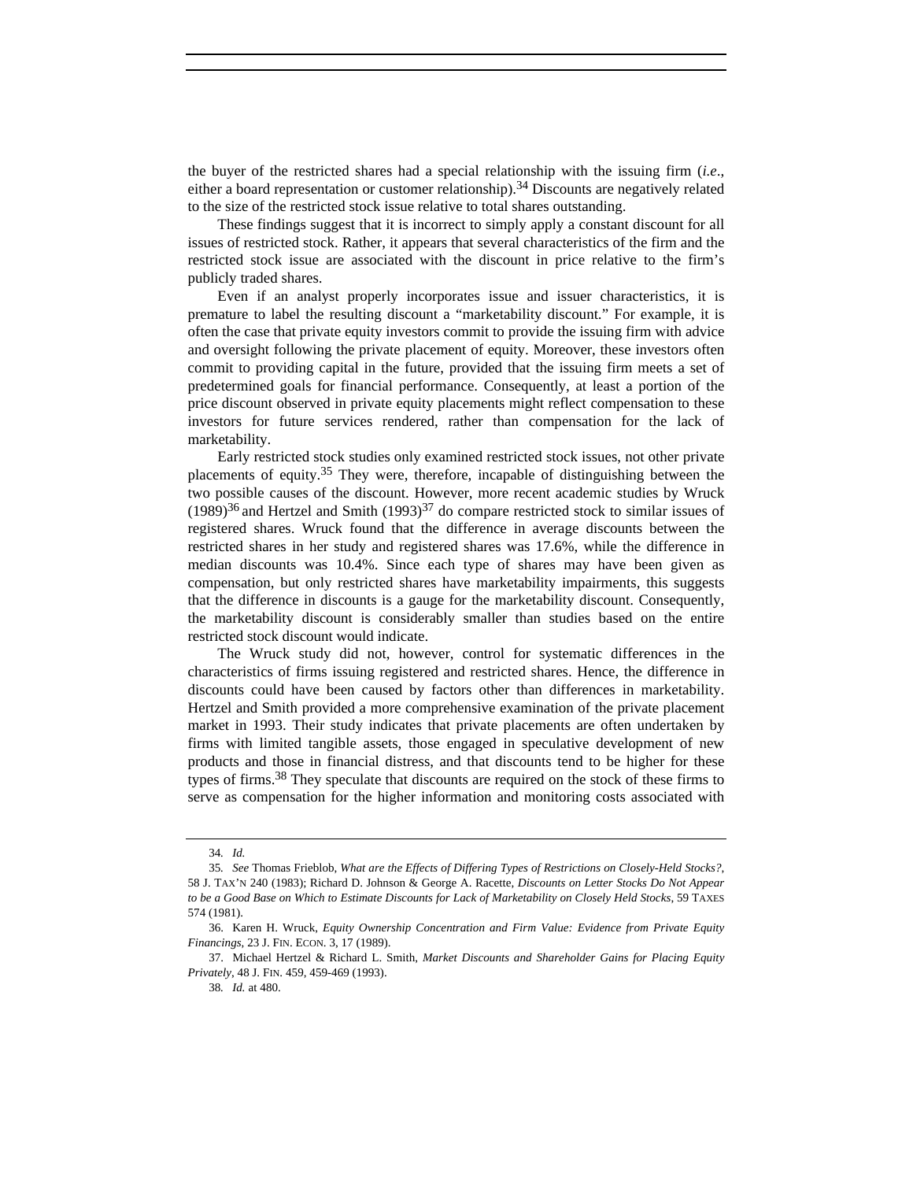the buyer of the restricted shares had a special relationship with the issuing firm (*i.e.*, either a board representation or customer relationship).[34] Discounts are negatively related to the size of the restricted stock issue relative to total shares outstanding.

These findings suggest that it is incorrect to simply apply a constant discount for all issues of restricted stock. Rather, it appears that several characteristics of the firm and the restricted stock issue are associated with the discount in price relative to the firm's publicly traded shares.

Even if an analyst properly incorporates issue and issuer characteristics, it is premature to label the resulting discount a "marketability discount." For example, it is often the case that private equity investors commit to provide the issuing firm with advice and oversight following the private placement of equity. Moreover, these investors often commit to providing capital in the future, provided that the issuing firm meets a set of predetermined goals for financial performance. Consequently, at least a portion of the price discount observed in private equity placements might reflect compensation to these investors for future services rendered, rather than compensation for the lack of marketability.

Early restricted stock studies only examined restricted stock issues, not other private placements of equity.[35] They were, therefore, incapable of distinguishing between the two possible causes of the discount. However, more recent academic studies by Wruck (1989)[36] and Hertzel and Smith (1993)[37] do compare restricted stock to similar issues of registered shares. Wruck found that the difference in average discounts between the restricted shares in her study and registered shares was 17.6%, while the difference in median discounts was 10.4%. Since each type of shares may have been given as compensation, but only restricted shares have marketability impairments, this suggests that the difference in discounts is a gauge for the marketability discount. Consequently, the marketability discount is considerably smaller than studies based on the entire restricted stock discount would indicate.

The Wruck study did not, however, control for systematic differences in the characteristics of firms issuing registered and restricted shares. Hence, the difference in discounts could have been caused by factors other than differences in marketability. Hertzel and Smith provided a more comprehensive examination of the private placement market in 1993. Their study indicates that private placements are often undertaken by firms with limited tangible assets, those engaged in speculative development of new products and those in financial distress, and that discounts tend to be higher for these types of firms.[38] They speculate that discounts are required on the stock of these firms to serve as compensation for the higher information and monitoring costs associated with

---

34. *Id.*

35. *See* Thomas Frieblob, *What are the Effects of Differing Types of Restrictions on Closely-Held Stocks?*, 58 J. TAX'N 240 (1983); Richard D. Johnson & George A. Racette, *Discounts on Letter Stocks Do Not Appear to be a Good Base on Which to Estimate Discounts for Lack of Marketability on Closely Held Stocks*, 59 TAXES 574 (1981).

36. Karen H. Wruck, *Equity Ownership Concentration and Firm Value: Evidence from Private Equity Financings*, 23 J. FIN. ECON. 3, 17 (1989).

37. Michael Hertzel & Richard L. Smith, *Market Discounts and Shareholder Gains for Placing Equity Privately*, 48 J. FIN. 459, 459-469 (1993).

38. *Id.* at 480.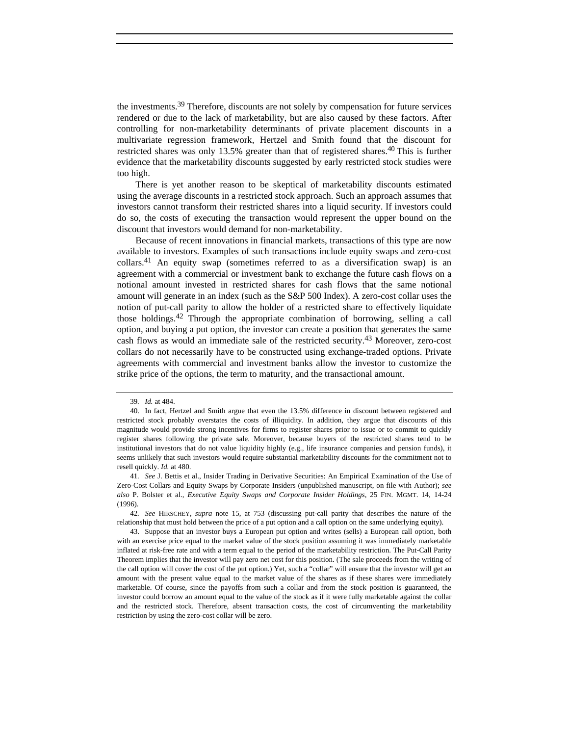the investments.[39] Therefore, discounts are not solely by compensation for future services rendered or due to the lack of marketability, but are also caused by these factors. After controlling for non-marketability determinants of private placement discounts in a multivariate regression framework, Hertzel and Smith found that the discount for restricted shares was only 13.5% greater than that of registered shares.[40] This is further evidence that the marketability discounts suggested by early restricted stock studies were too high.

There is yet another reason to be skeptical of marketability discounts estimated using the average discounts in a restricted stock approach. Such an approach assumes that investors cannot transform their restricted shares into a liquid security. If investors could do so, the costs of executing the transaction would represent the upper bound on the discount that investors would demand for non-marketability.

Because of recent innovations in financial markets, transactions of this type are now available to investors. Examples of such transactions include equity swaps and zero-cost collars.[41] An equity swap (sometimes referred to as a diversification swap) is an agreement with a commercial or investment bank to exchange the future cash flows on a notional amount invested in restricted shares for cash flows that the same notional amount will generate in an index (such as the S&P 500 Index). A zero-cost collar uses the notion of put-call parity to allow the holder of a restricted share to effectively liquidate those holdings.[42] Through the appropriate combination of borrowing, selling a call option, and buying a put option, the investor can create a position that generates the same cash flows as would an immediate sale of the restricted security.[43] Moreover, zero-cost collars do not necessarily have to be constructed using exchange-traded options. Private agreements with commercial and investment banks allow the investor to customize the strike price of the options, the term to maturity, and the transactional amount.

---

39. *Id.* at 484.

40. In fact, Hertzel and Smith argue that even the 13.5% difference in discount between registered and restricted stock probably overstates the costs of illiquidity. In addition, they argue that discounts of this magnitude would provide strong incentives for firms to register shares prior to issue or to commit to quickly register shares following the private sale. Moreover, because buyers of the restricted shares tend to be institutional investors that do not value liquidity highly (e.g., life insurance companies and pension funds), it seems unlikely that such investors would require substantial marketability discounts for the commitment not to resell quickly. *Id.* at 480.

41. *See* J. Bettis et al., Insider Trading in Derivative Securities: An Empirical Examination of the Use of Zero-Cost Collars and Equity Swaps by Corporate Insiders (unpublished manuscript, on file with Author); *see also* P. Bolster et al., *Executive Equity Swaps and Corporate Insider Holdings*, 25 FIN. MGMT. 14, 14-24 (1996).

42. *See* HIRSCHEY, *supra* note 15, at 753 (discussing put-call parity that describes the nature of the relationship that must hold between the price of a put option and a call option on the same underlying equity).

43. Suppose that an investor buys a European put option and writes (sells) a European call option, both with an exercise price equal to the market value of the stock position assuming it was immediately marketable inflated at risk-free rate and with a term equal to the period of the marketability restriction. The Put-Call Parity Theorem implies that the investor will pay zero net cost for this position. (The sale proceeds from the writing of the call option will cover the cost of the put option.) Yet, such a "collar" will ensure that the investor will get an amount with the present value equal to the market value of the shares as if these shares were immediately marketable. Of course, since the payoffs from such a collar and from the stock position is guaranteed, the investor could borrow an amount equal to the value of the stock as if it were fully marketable against the collar and the restricted stock. Therefore, absent transaction costs, the cost of circumventing the marketability restriction by using the zero-cost collar will be zero.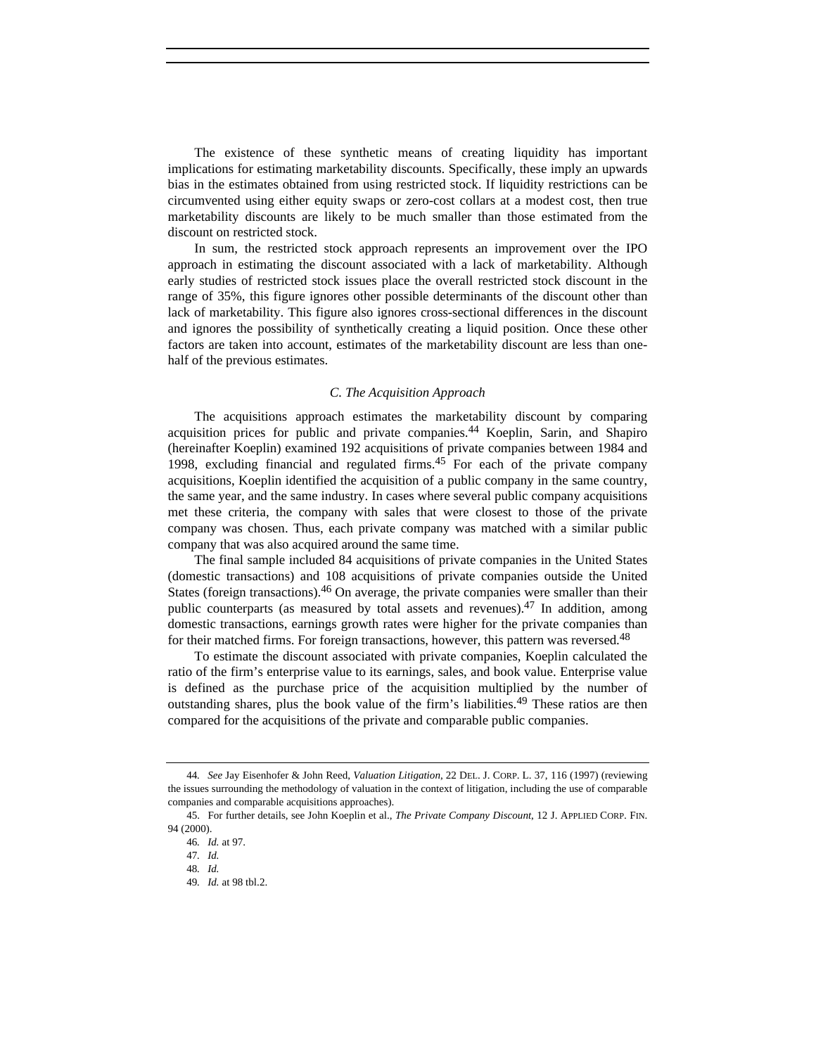The existence of these synthetic means of creating liquidity has important implications for estimating marketability discounts. Specifically, these imply an upwards bias in the estimates obtained from using restricted stock. If liquidity restrictions can be circumvented using either equity swaps or zero-cost collars at a modest cost, then true marketability discounts are likely to be much smaller than those estimated from the discount on restricted stock.

In sum, the restricted stock approach represents an improvement over the IPO approach in estimating the discount associated with a lack of marketability. Although early studies of restricted stock issues place the overall restricted stock discount in the range of 35%, this figure ignores other possible determinants of the discount other than lack of marketability. This figure also ignores cross-sectional differences in the discount and ignores the possibility of synthetically creating a liquid position. Once these other factors are taken into account, estimates of the marketability discount are less than one-half of the previous estimates.

### *C. The Acquisition Approach*

The acquisitions approach estimates the marketability discount by comparing acquisition prices for public and private companies.[44] Koeplin, Sarin, and Shapiro (hereinafter Koeplin) examined 192 acquisitions of private companies between 1984 and 1998, excluding financial and regulated firms.[45] For each of the private company acquisitions, Koeplin identified the acquisition of a public company in the same country, the same year, and the same industry. In cases where several public company acquisitions met these criteria, the company with sales that were closest to those of the private company was chosen. Thus, each private company was matched with a similar public company that was also acquired around the same time.

The final sample included 84 acquisitions of private companies in the United States (domestic transactions) and 108 acquisitions of private companies outside the United States (foreign transactions).[46] On average, the private companies were smaller than their public counterparts (as measured by total assets and revenues).[47] In addition, among domestic transactions, earnings growth rates were higher for the private companies than for their matched firms. For foreign transactions, however, this pattern was reversed.[48]

To estimate the discount associated with private companies, Koeplin calculated the ratio of the firm's enterprise value to its earnings, sales, and book value. Enterprise value is defined as the purchase price of the acquisition multiplied by the number of outstanding shares, plus the book value of the firm's liabilities.[49] These ratios are then compared for the acquisitions of the private and comparable public companies.

---

44. *See* Jay Eisenhofer & John Reed, *Valuation Litigation*, 22 DEL. J. CORP. L. 37, 116 (1997) (reviewing the issues surrounding the methodology of valuation in the context of litigation, including the use of comparable companies and comparable acquisitions approaches).

45. For further details, see John Koeplin et al., *The Private Company Discount*, 12 J. APPLIED CORP. FIN. 94 (2000).

46. *Id.* at 97.

47. *Id.*

48. *Id.*

49. *Id.* at 98 tbl.2.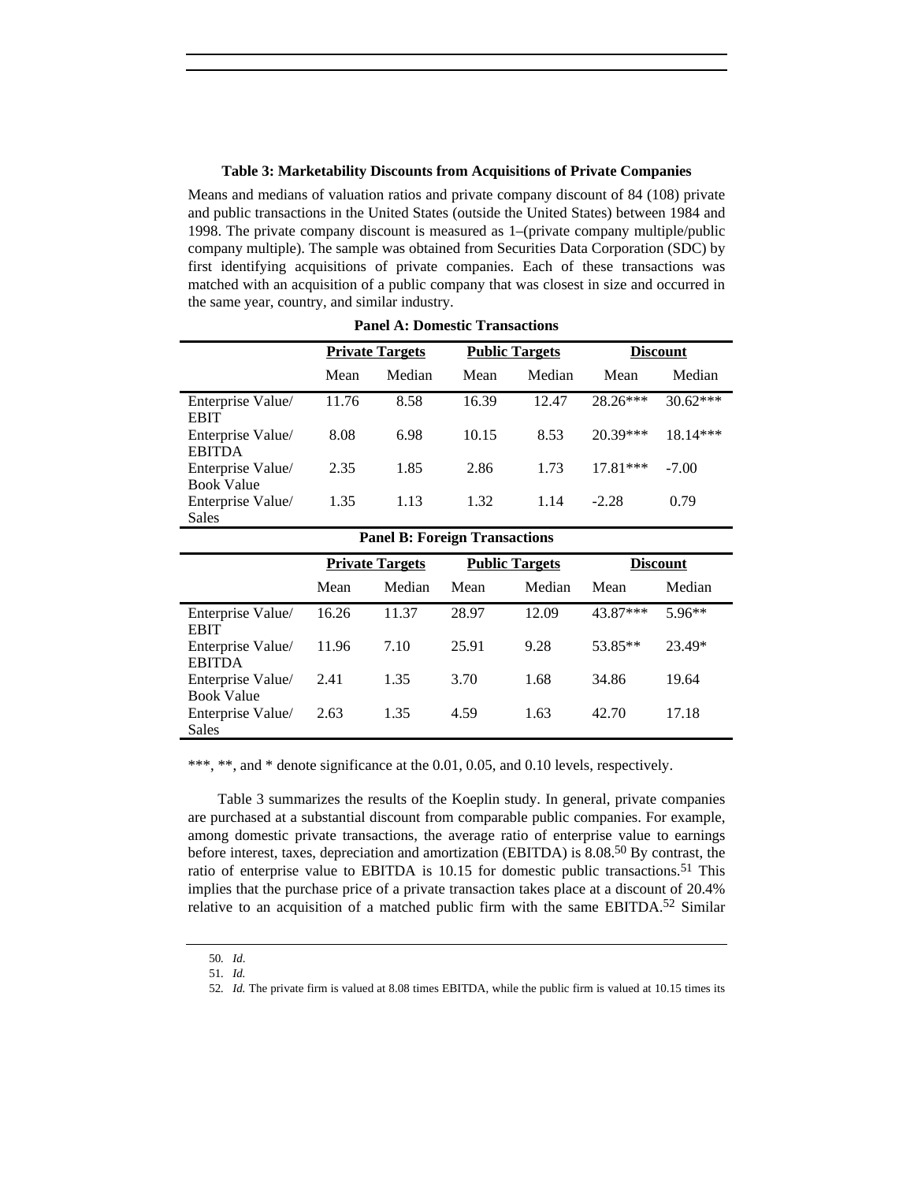**Table 3: Marketability Discounts from Acquisitions of Private Companies**

Means and medians of valuation ratios and private company discount of 84 (108) private and public transactions in the United States (outside the United States) between 1984 and 1998. The private company discount is measured as 1–(private company multiple/public company multiple). The sample was obtained from Securities Data Corporation (SDC) by first identifying acquisitions of private companies. Each of these transactions was matched with an acquisition of a public company that was closest in size and occurred in the same year, country, and similar industry.

**Panel A: Domestic Transactions**

| | Private Targets | | Public Targets | | Discount | |
|---|---|---|---|---|---|---|
| | Mean | Median | Mean | Median | Mean | Median |
| Enterprise Value/ EBIT | 11.76 | 8.58 | 16.39 | 12.47 | 28.26*** | 30.62*** |
| Enterprise Value/ EBITDA | 8.08 | 6.98 | 10.15 | 8.53 | 20.39*** | 18.14*** |
| Enterprise Value/ Book Value | 2.35 | 1.85 | 2.86 | 1.73 | 17.81*** | -7.00 |
| Enterprise Value/ Sales | 1.35 | 1.13 | 1.32 | 1.14 | -2.28 | 0.79 |

**Panel B: Foreign Transactions**

| | Private Targets | | Public Targets | | Discount | |
|---|---|---|---|---|---|---|
| | Mean | Median | Mean | Median | Mean | Median |
| Enterprise Value/ EBIT | 16.26 | 11.37 | 28.97 | 12.09 | 43.87*** | 5.96** |
| Enterprise Value/ EBITDA | 11.96 | 7.10 | 25.91 | 9.28 | 53.85** | 23.49* |
| Enterprise Value/ Book Value | 2.41 | 1.35 | 3.70 | 1.68 | 34.86 | 19.64 |
| Enterprise Value/ Sales | 2.63 | 1.35 | 4.59 | 1.63 | 42.70 | 17.18 |

***, **, and * denote significance at the 0.01, 0.05, and 0.10 levels, respectively.

Table 3 summarizes the results of the Koeplin study. In general, private companies are purchased at a substantial discount from comparable public companies. For example, among domestic private transactions, the average ratio of enterprise value to earnings before interest, taxes, depreciation and amortization (EBITDA) is 8.08.[50] By contrast, the ratio of enterprise value to EBITDA is 10.15 for domestic public transactions.[51] This implies that the purchase price of a private transaction takes place at a discount of 20.4% relative to an acquisition of a matched public firm with the same EBITDA.[52] Similar

---

50. *Id*.

51. *Id.*

52. *Id.* The private firm is valued at 8.08 times EBITDA, while the public firm is valued at 10.15 times its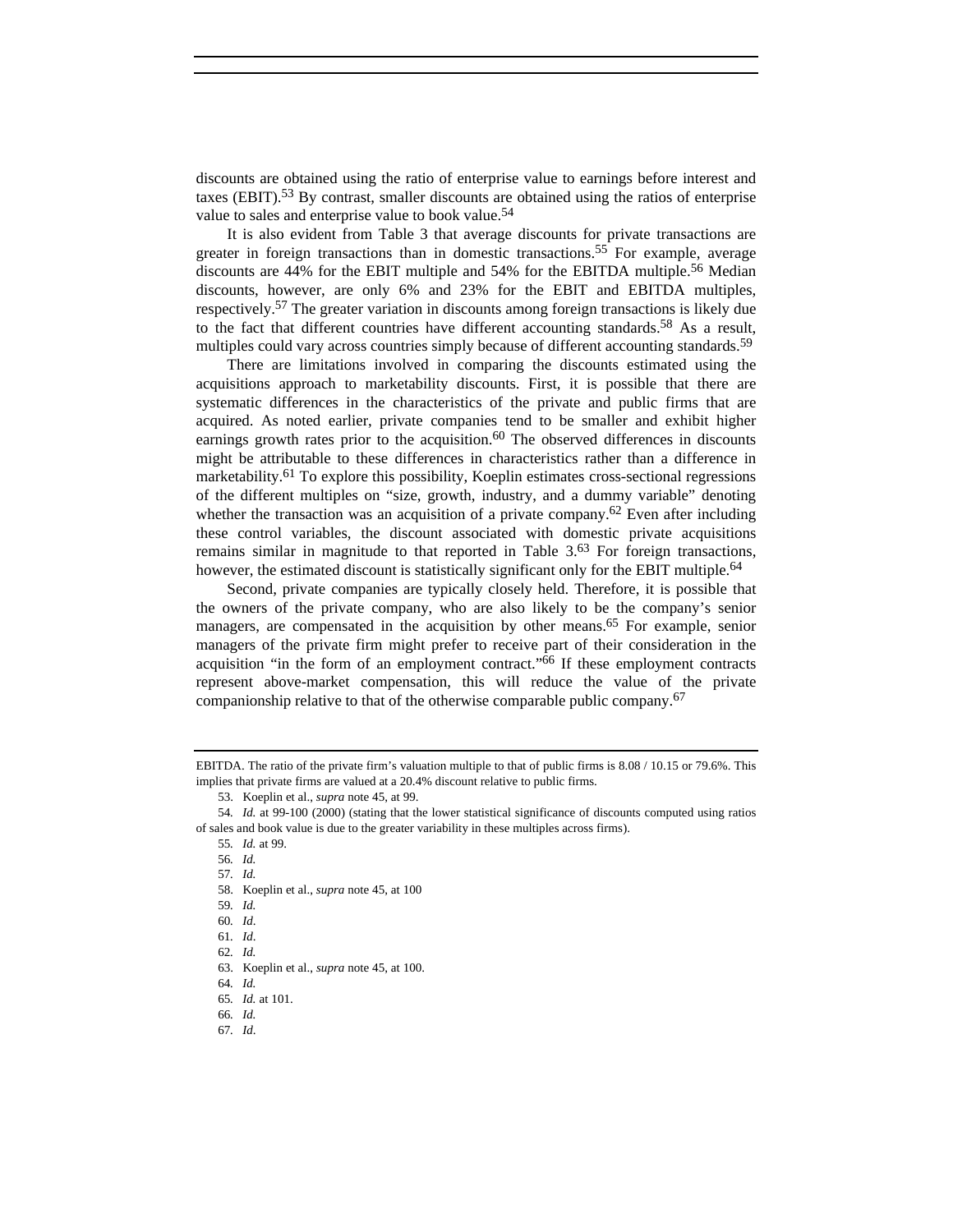discounts are obtained using the ratio of enterprise value to earnings before interest and taxes (EBIT).[53] By contrast, smaller discounts are obtained using the ratios of enterprise value to sales and enterprise value to book value.[54]

It is also evident from Table 3 that average discounts for private transactions are greater in foreign transactions than in domestic transactions.[55] For example, average discounts are 44% for the EBIT multiple and 54% for the EBITDA multiple.[56] Median discounts, however, are only 6% and 23% for the EBIT and EBITDA multiples, respectively.[57] The greater variation in discounts among foreign transactions is likely due to the fact that different countries have different accounting standards.[58] As a result, multiples could vary across countries simply because of different accounting standards.[59]

There are limitations involved in comparing the discounts estimated using the acquisitions approach to marketability discounts. First, it is possible that there are systematic differences in the characteristics of the private and public firms that are acquired. As noted earlier, private companies tend to be smaller and exhibit higher earnings growth rates prior to the acquisition.[60] The observed differences in discounts might be attributable to these differences in characteristics rather than a difference in marketability.[61] To explore this possibility, Koeplin estimates cross-sectional regressions of the different multiples on "size, growth, industry, and a dummy variable" denoting whether the transaction was an acquisition of a private company.[62] Even after including these control variables, the discount associated with domestic private acquisitions remains similar in magnitude to that reported in Table 3.[63] For foreign transactions, however, the estimated discount is statistically significant only for the EBIT multiple.[64]

Second, private companies are typically closely held. Therefore, it is possible that the owners of the private company, who are also likely to be the company's senior managers, are compensated in the acquisition by other means.[65] For example, senior managers of the private firm might prefer to receive part of their consideration in the acquisition "in the form of an employment contract."[66] If these employment contracts represent above-market compensation, this will reduce the value of the private companionship relative to that of the otherwise comparable public company.[67]

---

EBITDA. The ratio of the private firm's valuation multiple to that of public firms is 8.08 / 10.15 or 79.6%. This implies that private firms are valued at a 20.4% discount relative to public firms.

53. Koeplin et al., *supra* note 45, at 99.

54. *Id.* at 99-100 (2000) (stating that the lower statistical significance of discounts computed using ratios of sales and book value is due to the greater variability in these multiples across firms).

55. *Id.* at 99.

56. *Id.*

57. *Id.*

58. Koeplin et al., *supra* note 45, at 100

59. *Id.*

60. *Id*.

61. *Id*.

62. *Id.*

63. Koeplin et al., *supra* note 45, at 100.

64. *Id.*

65. *Id.* at 101.

66. *Id.*

67. *Id*.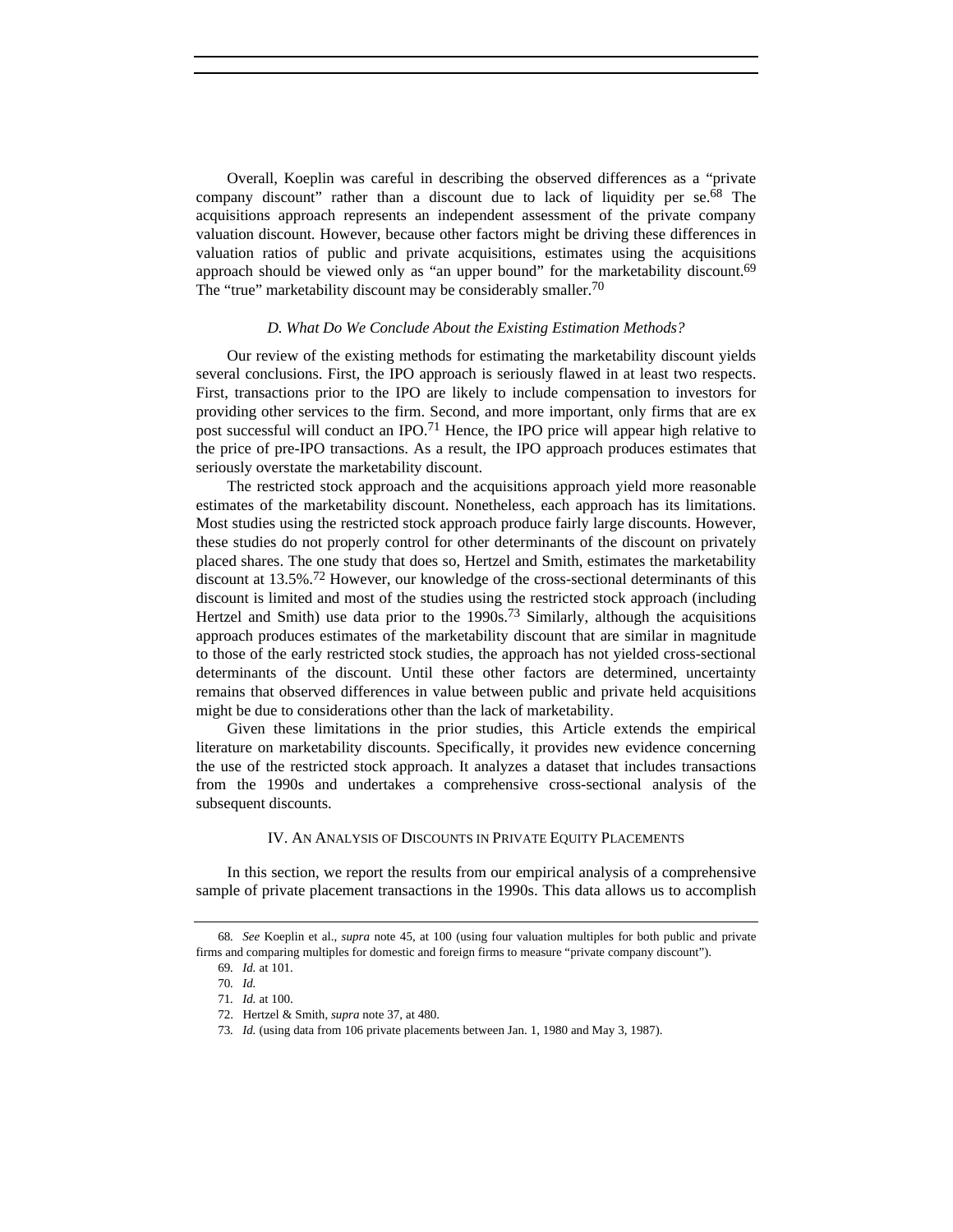Overall, Koeplin was careful in describing the observed differences as a "private company discount" rather than a discount due to lack of liquidity per se.[68] The acquisitions approach represents an independent assessment of the private company valuation discount. However, because other factors might be driving these differences in valuation ratios of public and private acquisitions, estimates using the acquisitions approach should be viewed only as "an upper bound" for the marketability discount.[69] The "true" marketability discount may be considerably smaller.[70]

### *D. What Do We Conclude About the Existing Estimation Methods?*

Our review of the existing methods for estimating the marketability discount yields several conclusions. First, the IPO approach is seriously flawed in at least two respects. First, transactions prior to the IPO are likely to include compensation to investors for providing other services to the firm. Second, and more important, only firms that are ex post successful will conduct an IPO.[71] Hence, the IPO price will appear high relative to the price of pre-IPO transactions. As a result, the IPO approach produces estimates that seriously overstate the marketability discount.

The restricted stock approach and the acquisitions approach yield more reasonable estimates of the marketability discount. Nonetheless, each approach has its limitations. Most studies using the restricted stock approach produce fairly large discounts. However, these studies do not properly control for other determinants of the discount on privately placed shares. The one study that does so, Hertzel and Smith, estimates the marketability discount at 13.5%.[72] However, our knowledge of the cross-sectional determinants of this discount is limited and most of the studies using the restricted stock approach (including Hertzel and Smith) use data prior to the 1990s.[73] Similarly, although the acquisitions approach produces estimates of the marketability discount that are similar in magnitude to those of the early restricted stock studies, the approach has not yielded cross-sectional determinants of the discount. Until these other factors are determined, uncertainty remains that observed differences in value between public and private held acquisitions might be due to considerations other than the lack of marketability.

Given these limitations in the prior studies, this Article extends the empirical literature on marketability discounts. Specifically, it provides new evidence concerning the use of the restricted stock approach. It analyzes a dataset that includes transactions from the 1990s and undertakes a comprehensive cross-sectional analysis of the subsequent discounts.

## IV. An Analysis of Discounts in Private Equity Placements

In this section, we report the results from our empirical analysis of a comprehensive sample of private placement transactions in the 1990s. This data allows us to accomplish

---

68. *See* Koeplin et al., *supra* note 45, at 100 (using four valuation multiples for both public and private firms and comparing multiples for domestic and foreign firms to measure "private company discount").

69. *Id.* at 101.

70. *Id.*

71. *Id.* at 100.

72. Hertzel & Smith, *supra* note 37, at 480.

73. *Id.* (using data from 106 private placements between Jan. 1, 1980 and May 3, 1987).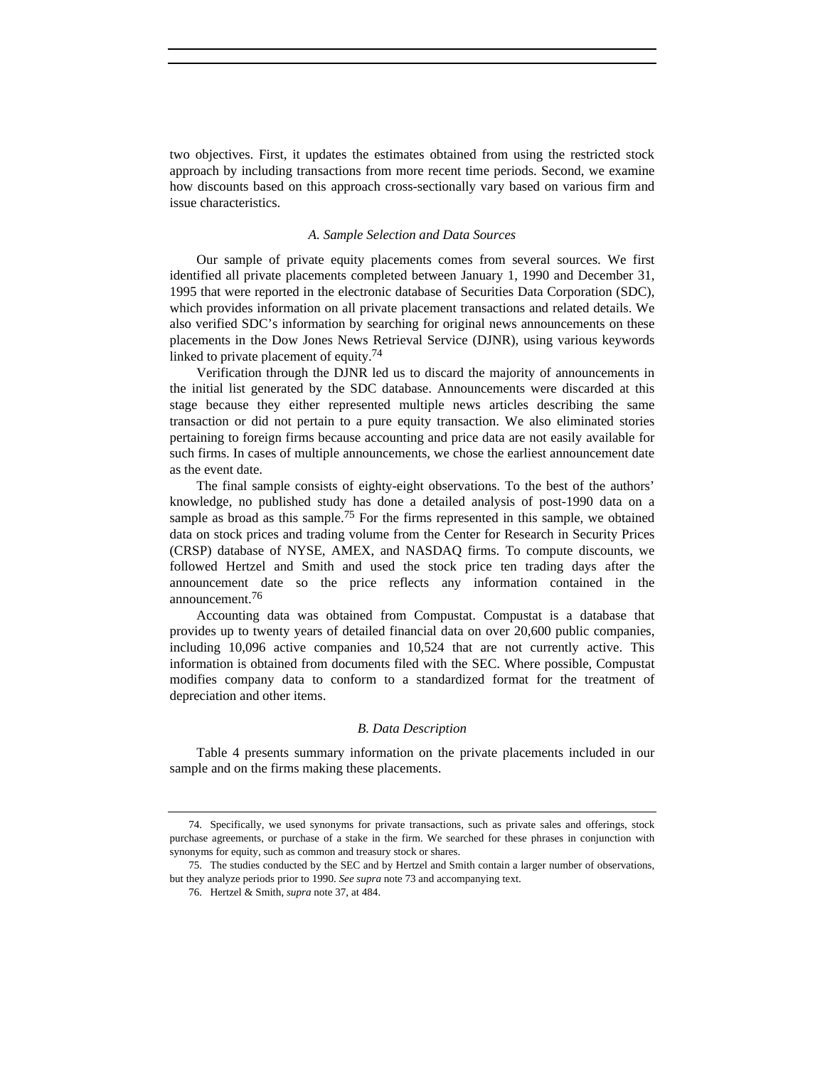two objectives. First, it updates the estimates obtained from using the restricted stock approach by including transactions from more recent time periods. Second, we examine how discounts based on this approach cross-sectionally vary based on various firm and issue characteristics.

### *A. Sample Selection and Data Sources*

Our sample of private equity placements comes from several sources. We first identified all private placements completed between January 1, 1990 and December 31, 1995 that were reported in the electronic database of Securities Data Corporation (SDC), which provides information on all private placement transactions and related details. We also verified SDC's information by searching for original news announcements on these placements in the Dow Jones News Retrieval Service (DJNR), using various keywords linked to private placement of equity.[74]

Verification through the DJNR led us to discard the majority of announcements in the initial list generated by the SDC database. Announcements were discarded at this stage because they either represented multiple news articles describing the same transaction or did not pertain to a pure equity transaction. We also eliminated stories pertaining to foreign firms because accounting and price data are not easily available for such firms. In cases of multiple announcements, we chose the earliest announcement date as the event date.

The final sample consists of eighty-eight observations. To the best of the authors' knowledge, no published study has done a detailed analysis of post-1990 data on a sample as broad as this sample.[75] For the firms represented in this sample, we obtained data on stock prices and trading volume from the Center for Research in Security Prices (CRSP) database of NYSE, AMEX, and NASDAQ firms. To compute discounts, we followed Hertzel and Smith and used the stock price ten trading days after the announcement date so the price reflects any information contained in the announcement.[76]

Accounting data was obtained from Compustat. Compustat is a database that provides up to twenty years of detailed financial data on over 20,600 public companies, including 10,096 active companies and 10,524 that are not currently active. This information is obtained from documents filed with the SEC. Where possible, Compustat modifies company data to conform to a standardized format for the treatment of depreciation and other items.

### *B. Data Description*

Table 4 presents summary information on the private placements included in our sample and on the firms making these placements.

---

74. Specifically, we used synonyms for private transactions, such as private sales and offerings, stock purchase agreements, or purchase of a stake in the firm. We searched for these phrases in conjunction with synonyms for equity, such as common and treasury stock or shares.

75. The studies conducted by the SEC and by Hertzel and Smith contain a larger number of observations, but they analyze periods prior to 1990. *See supra* note 73 and accompanying text.

76. Hertzel & Smith, *supra* note 37, at 484.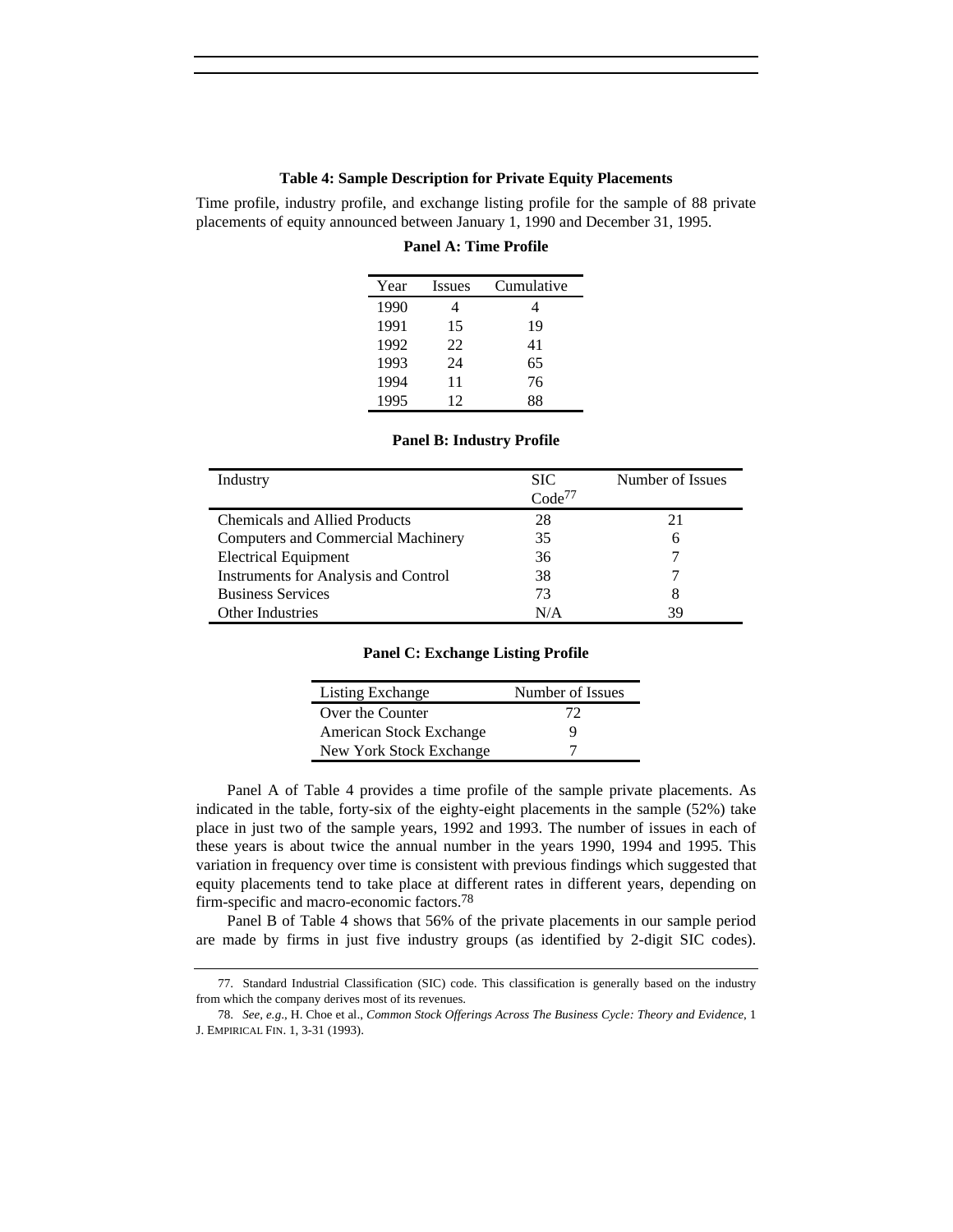**Table 4: Sample Description for Private Equity Placements**

Time profile, industry profile, and exchange listing profile for the sample of 88 private placements of equity announced between January 1, 1990 and December 31, 1995.

**Panel A: Time Profile**

| Year | Issues | Cumulative |
|---|---|---|
| 1990 | 4 | 4 |
| 1991 | 15 | 19 |
| 1992 | 22 | 41 |
| 1993 | 24 | 65 |
| 1994 | 11 | 76 |
| 1995 | 12 | 88 |

**Panel B: Industry Profile**

| Industry | SIC Code[77] | Number of Issues |
|---|---|---|
| Chemicals and Allied Products | 28 | 21 |
| Computers and Commercial Machinery | 35 | 6 |
| Electrical Equipment | 36 | 7 |
| Instruments for Analysis and Control | 38 | 7 |
| Business Services | 73 | 8 |
| Other Industries | N/A | 39 |

**Panel C: Exchange Listing Profile**

| Listing Exchange | Number of Issues |
|---|---|
| Over the Counter | 72 |
| American Stock Exchange | 9 |
| New York Stock Exchange | 7 |

Panel A of Table 4 provides a time profile of the sample private placements. As indicated in the table, forty-six of the eighty-eight placements in the sample (52%) take place in just two of the sample years, 1992 and 1993. The number of issues in each of these years is about twice the annual number in the years 1990, 1994 and 1995. This variation in frequency over time is consistent with previous findings which suggested that equity placements tend to take place at different rates in different years, depending on firm-specific and macro-economic factors.[78]

Panel B of Table 4 shows that 56% of the private placements in our sample period are made by firms in just five industry groups (as identified by 2-digit SIC codes).

77. Standard Industrial Classification (SIC) code. This classification is generally based on the industry from which the company derives most of its revenues.

78. *See, e.g.*, H. Choe et al., *Common Stock Offerings Across The Business Cycle: Theory and Evidence*, 1 J. EMPIRICAL FIN. 1, 3-31 (1993).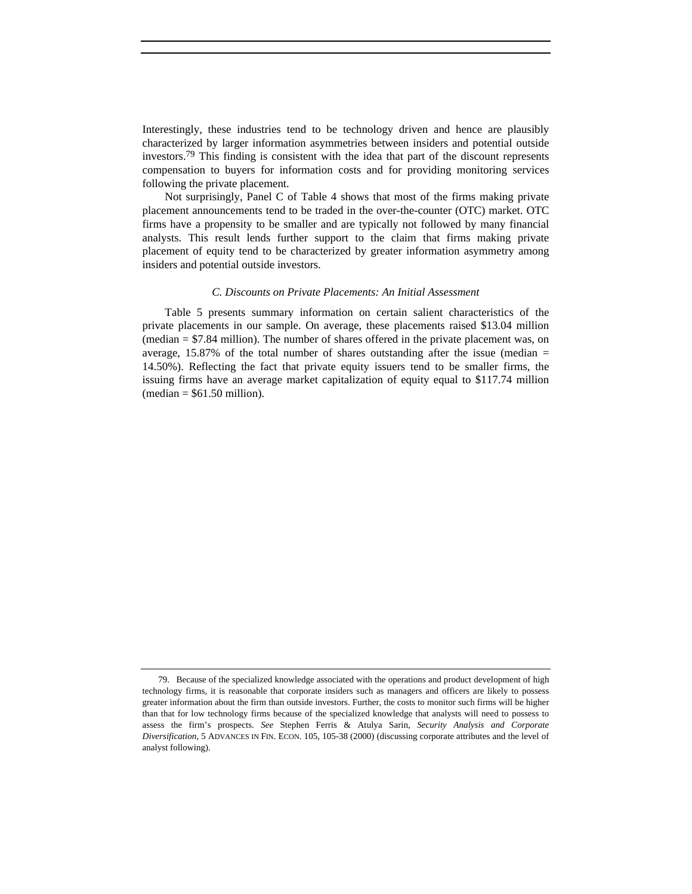Interestingly, these industries tend to be technology driven and hence are plausibly characterized by larger information asymmetries between insiders and potential outside investors.[79] This finding is consistent with the idea that part of the discount represents compensation to buyers for information costs and for providing monitoring services following the private placement.

Not surprisingly, Panel C of Table 4 shows that most of the firms making private placement announcements tend to be traded in the over-the-counter (OTC) market. OTC firms have a propensity to be smaller and are typically not followed by many financial analysts. This result lends further support to the claim that firms making private placement of equity tend to be characterized by greater information asymmetry among insiders and potential outside investors.

### *C. Discounts on Private Placements: An Initial Assessment*

Table 5 presents summary information on certain salient characteristics of the private placements in our sample. On average, these placements raised $13.04 million (median = $7.84 million). The number of shares offered in the private placement was, on average, 15.87% of the total number of shares outstanding after the issue (median = 14.50%). Reflecting the fact that private equity issuers tend to be smaller firms, the issuing firms have an average market capitalization of equity equal to $117.74 million (median = $61.50 million).

---

79. Because of the specialized knowledge associated with the operations and product development of high technology firms, it is reasonable that corporate insiders such as managers and officers are likely to possess greater information about the firm than outside investors. Further, the costs to monitor such firms will be higher than that for low technology firms because of the specialized knowledge that analysts will need to possess to assess the firm's prospects. *See* Stephen Ferris & Atulya Sarin, *Security Analysis and Corporate Diversification*, 5 ADVANCES IN FIN. ECON. 105, 105-38 (2000) (discussing corporate attributes and the level of analyst following).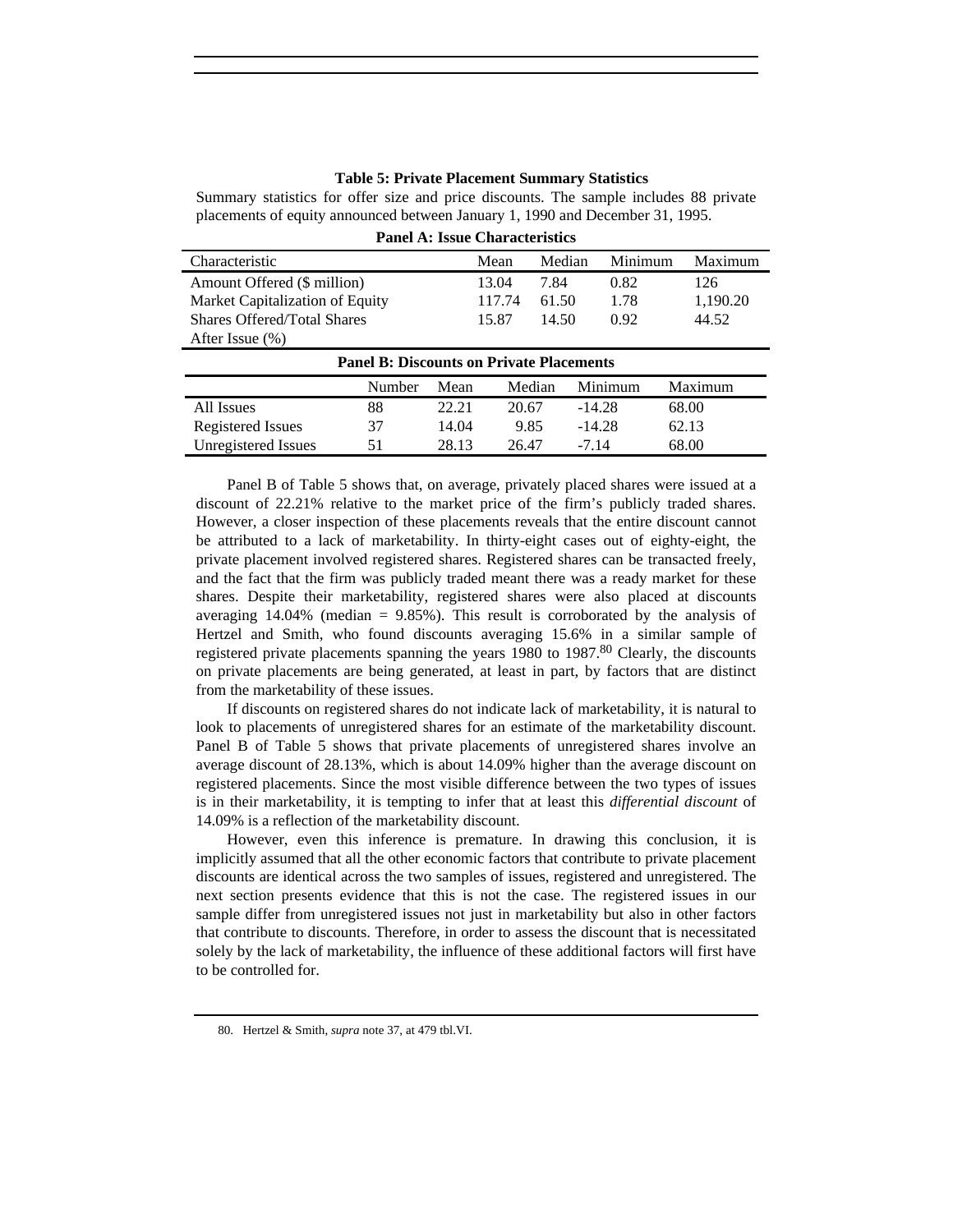**Table 5: Private Placement Summary Statistics**

Summary statistics for offer size and price discounts. The sample includes 88 private placements of equity announced between January 1, 1990 and December 31, 1995.

**Panel A: Issue Characteristics**

| Characteristic | Mean | Median | Minimum | Maximum |
|---|---|---|---|---|
| Amount Offered ($ million) | 13.04 | 7.84 | 0.82 | 126 |
| Market Capitalization of Equity | 117.74 | 61.50 | 1.78 | 1,190.20 |
| Shares Offered/Total Shares After Issue (%) | 15.87 | 14.50 | 0.92 | 44.52 |

**Panel B: Discounts on Private Placements**

| | Number | Mean | Median | Minimum | Maximum |
|---|---|---|---|---|---|
| All Issues | 88 | 22.21 | 20.67 | -14.28 | 68.00 |
| Registered Issues | 37 | 14.04 | 9.85 | -14.28 | 62.13 |
| Unregistered Issues | 51 | 28.13 | 26.47 | -7.14 | 68.00 |

Panel B of Table 5 shows that, on average, privately placed shares were issued at a discount of 22.21% relative to the market price of the firm's publicly traded shares. However, a closer inspection of these placements reveals that the entire discount cannot be attributed to a lack of marketability. In thirty-eight cases out of eighty-eight, the private placement involved registered shares. Registered shares can be transacted freely, and the fact that the firm was publicly traded meant there was a ready market for these shares. Despite their marketability, registered shares were also placed at discounts averaging 14.04% (median = 9.85%). This result is corroborated by the analysis of Hertzel and Smith, who found discounts averaging 15.6% in a similar sample of registered private placements spanning the years 1980 to 1987.[80] Clearly, the discounts on private placements are being generated, at least in part, by factors that are distinct from the marketability of these issues.

If discounts on registered shares do not indicate lack of marketability, it is natural to look to placements of unregistered shares for an estimate of the marketability discount. Panel B of Table 5 shows that private placements of unregistered shares involve an average discount of 28.13%, which is about 14.09% higher than the average discount on registered placements. Since the most visible difference between the two types of issues is in their marketability, it is tempting to infer that at least this *differential discount* of 14.09% is a reflection of the marketability discount.

However, even this inference is premature. In drawing this conclusion, it is implicitly assumed that all the other economic factors that contribute to private placement discounts are identical across the two samples of issues, registered and unregistered. The next section presents evidence that this is not the case. The registered issues in our sample differ from unregistered issues not just in marketability but also in other factors that contribute to discounts. Therefore, in order to assess the discount that is necessitated solely by the lack of marketability, the influence of these additional factors will first have to be controlled for.

80. Hertzel & Smith, *supra* note 37, at 479 tbl.VI.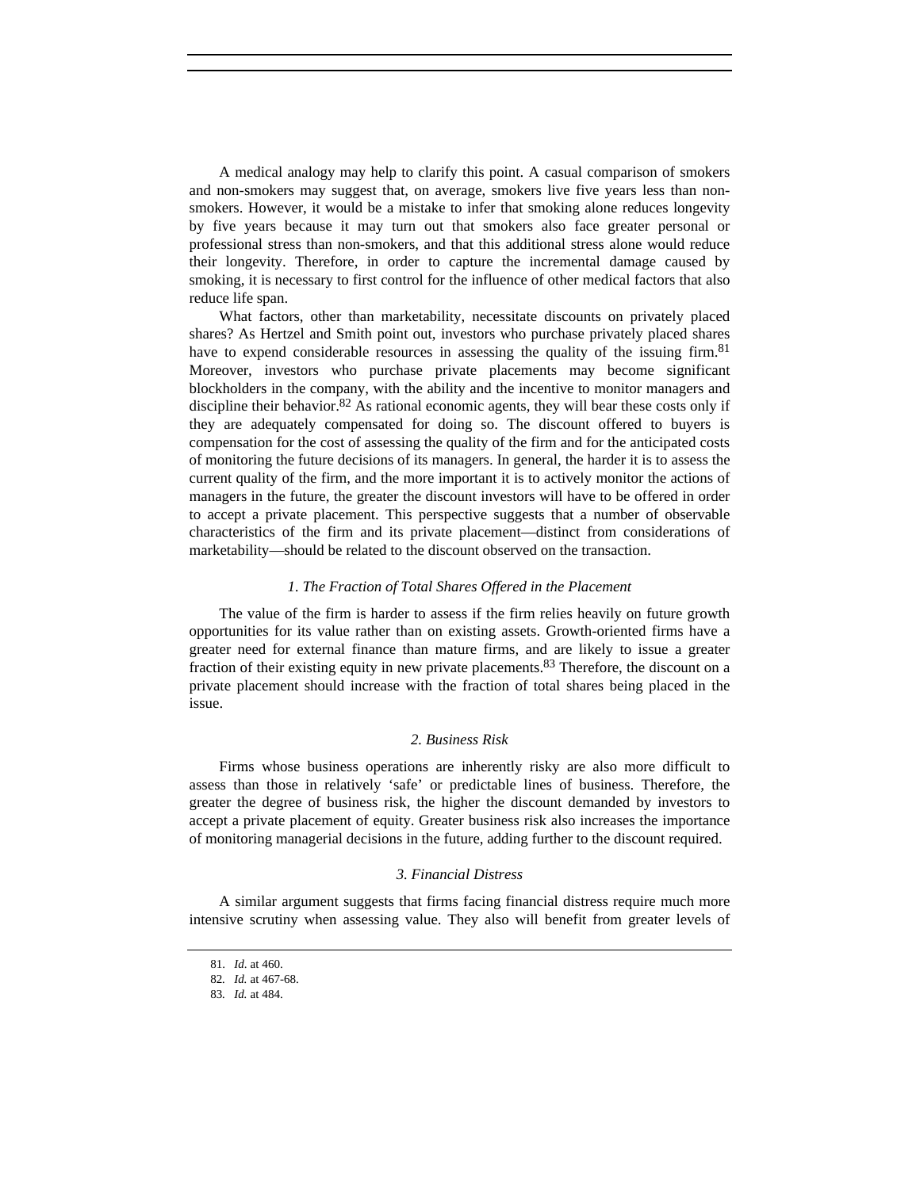A medical analogy may help to clarify this point. A casual comparison of smokers and non-smokers may suggest that, on average, smokers live five years less than non-smokers. However, it would be a mistake to infer that smoking alone reduces longevity by five years because it may turn out that smokers also face greater personal or professional stress than non-smokers, and that this additional stress alone would reduce their longevity. Therefore, in order to capture the incremental damage caused by smoking, it is necessary to first control for the influence of other medical factors that also reduce life span.

What factors, other than marketability, necessitate discounts on privately placed shares? As Hertzel and Smith point out, investors who purchase privately placed shares have to expend considerable resources in assessing the quality of the issuing firm.[81] Moreover, investors who purchase private placements may become significant blockholders in the company, with the ability and the incentive to monitor managers and discipline their behavior.[82] As rational economic agents, they will bear these costs only if they are adequately compensated for doing so. The discount offered to buyers is compensation for the cost of assessing the quality of the firm and for the anticipated costs of monitoring the future decisions of its managers. In general, the harder it is to assess the current quality of the firm, and the more important it is to actively monitor the actions of managers in the future, the greater the discount investors will have to be offered in order to accept a private placement. This perspective suggests that a number of observable characteristics of the firm and its private placement—distinct from considerations of marketability—should be related to the discount observed on the transaction.

### *1. The Fraction of Total Shares Offered in the Placement*

The value of the firm is harder to assess if the firm relies heavily on future growth opportunities for its value rather than on existing assets. Growth-oriented firms have a greater need for external finance than mature firms, and are likely to issue a greater fraction of their existing equity in new private placements.[83] Therefore, the discount on a private placement should increase with the fraction of total shares being placed in the issue.

### *2. Business Risk*

Firms whose business operations are inherently risky are also more difficult to assess than those in relatively 'safe' or predictable lines of business. Therefore, the greater the degree of business risk, the higher the discount demanded by investors to accept a private placement of equity. Greater business risk also increases the importance of monitoring managerial decisions in the future, adding further to the discount required.

### *3. Financial Distress*

A similar argument suggests that firms facing financial distress require much more intensive scrutiny when assessing value. They also will benefit from greater levels of

---

81. *Id.* at 460.

82. *Id.* at 467-68.

83. *Id.* at 484.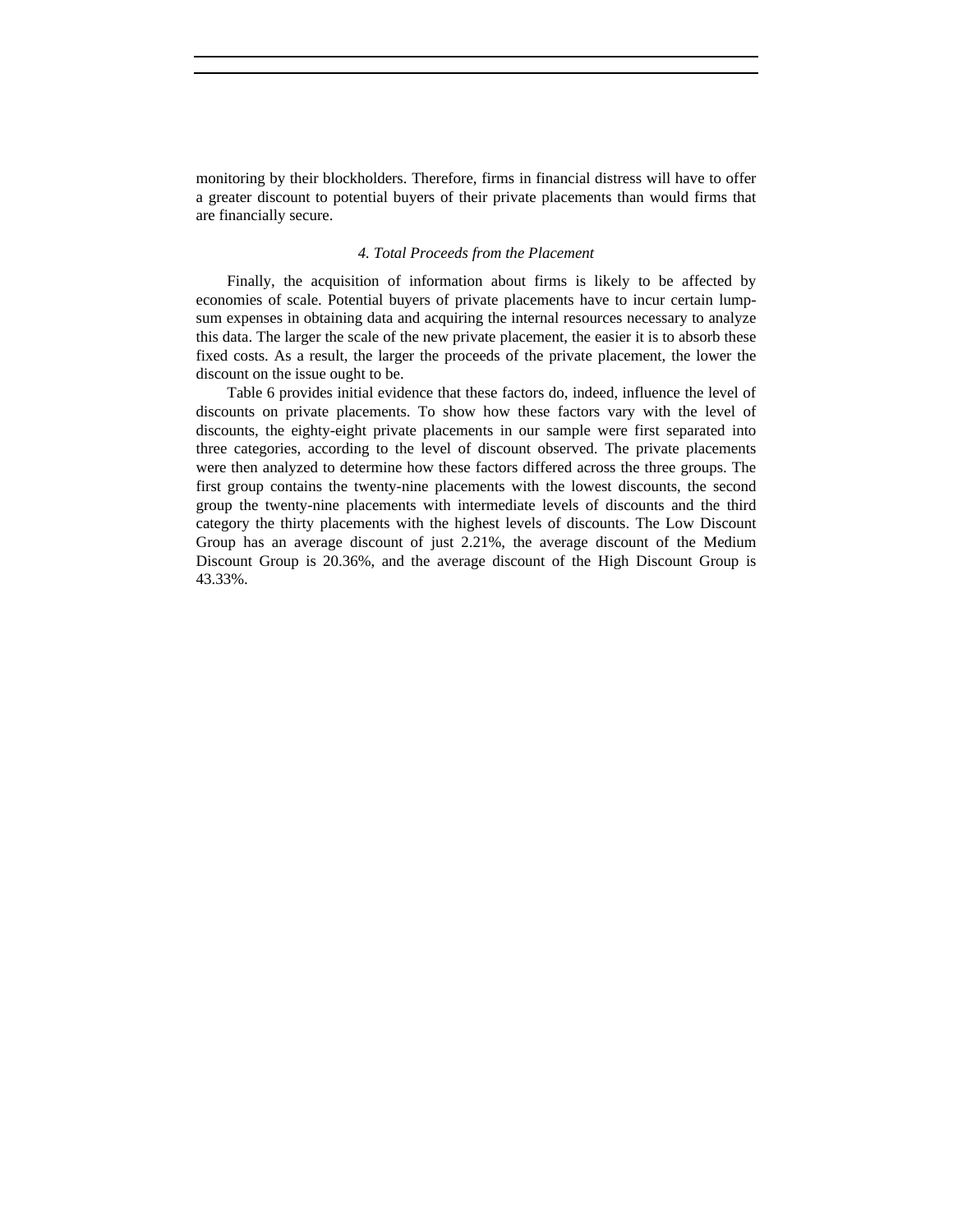monitoring by their blockholders. Therefore, firms in financial distress will have to offer a greater discount to potential buyers of their private placements than would firms that are financially secure.

### *4. Total Proceeds from the Placement*

Finally, the acquisition of information about firms is likely to be affected by economies of scale. Potential buyers of private placements have to incur certain lump-sum expenses in obtaining data and acquiring the internal resources necessary to analyze this data. The larger the scale of the new private placement, the easier it is to absorb these fixed costs. As a result, the larger the proceeds of the private placement, the lower the discount on the issue ought to be.

Table 6 provides initial evidence that these factors do, indeed, influence the level of discounts on private placements. To show how these factors vary with the level of discounts, the eighty-eight private placements in our sample were first separated into three categories, according to the level of discount observed. The private placements were then analyzed to determine how these factors differed across the three groups. The first group contains the twenty-nine placements with the lowest discounts, the second group the twenty-nine placements with intermediate levels of discounts and the third category the thirty placements with the highest levels of discounts. The Low Discount Group has an average discount of just 2.21%, the average discount of the Medium Discount Group is 20.36%, and the average discount of the High Discount Group is 43.33%.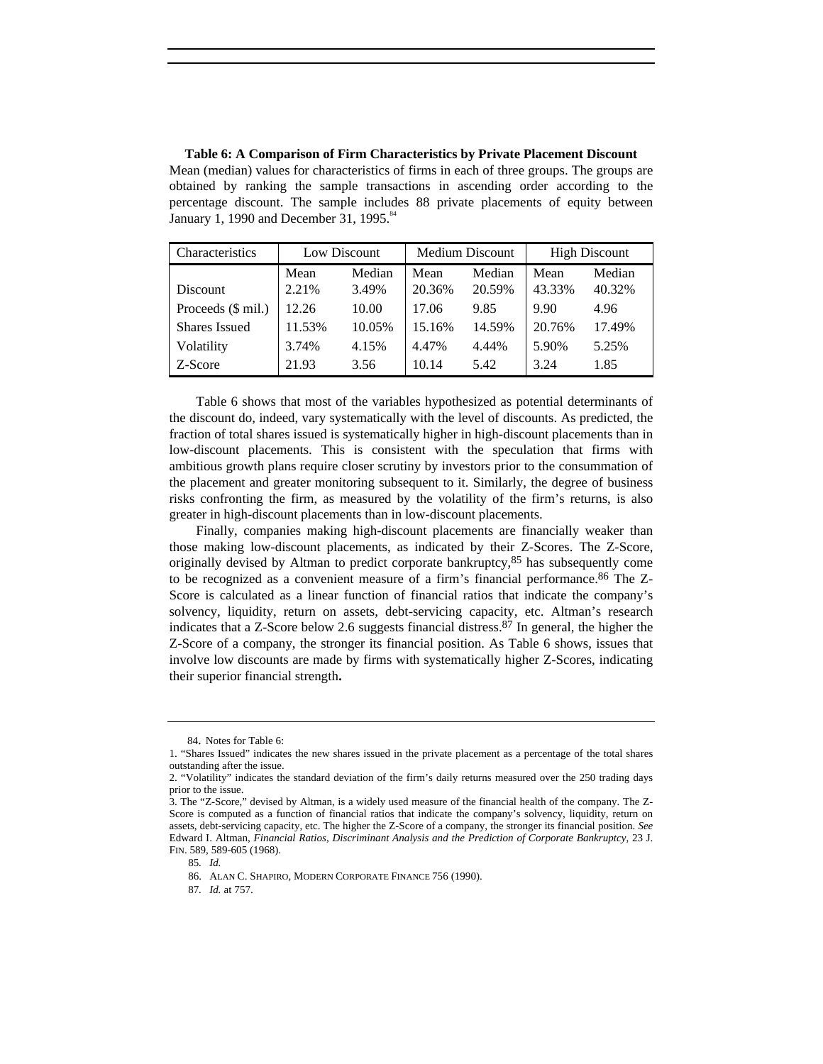**Table 6: A Comparison of Firm Characteristics by Private Placement Discount**

Mean (median) values for characteristics of firms in each of three groups. The groups are obtained by ranking the sample transactions in ascending order according to the percentage discount. The sample includes 88 private placements of equity between January 1, 1990 and December 31, 1995.[84]

| Characteristics | Low Discount | | Medium Discount | | High Discount | |
|---|---|---|---|---|---|---|
| | Mean | Median | Mean | Median | Mean | Median |
| Discount | 2.21% | 3.49% | 20.36% | 20.59% | 43.33% | 40.32% |
| Proceeds ($ mil.) | 12.26 | 10.00 | 17.06 | 9.85 | 9.90 | 4.96 |
| Shares Issued | 11.53% | 10.05% | 15.16% | 14.59% | 20.76% | 17.49% |
| Volatility | 3.74% | 4.15% | 4.47% | 4.44% | 5.90% | 5.25% |
| Z-Score | 21.93 | 3.56 | 10.14 | 5.42 | 3.24 | 1.85 |

Table 6 shows that most of the variables hypothesized as potential determinants of the discount do, indeed, vary systematically with the level of discounts. As predicted, the fraction of total shares issued is systematically higher in high-discount placements than in low-discount placements. This is consistent with the speculation that firms with ambitious growth plans require closer scrutiny by investors prior to the consummation of the placement and greater monitoring subsequent to it. Similarly, the degree of business risks confronting the firm, as measured by the volatility of the firm's returns, is also greater in high-discount placements than in low-discount placements.

Finally, companies making high-discount placements are financially weaker than those making low-discount placements, as indicated by their Z-Scores. The Z-Score, originally devised by Altman to predict corporate bankruptcy,[85] has subsequently come to be recognized as a convenient measure of a firm's financial performance.[86] The Z-Score is calculated as a linear function of financial ratios that indicate the company's solvency, liquidity, return on assets, debt-servicing capacity, etc. Altman's research indicates that a Z-Score below 2.6 suggests financial distress.[87] In general, the higher the Z-Score of a company, the stronger its financial position. As Table 6 shows, issues that involve low discounts are made by firms with systematically higher Z-Scores, indicating their superior financial strength**.**

---

84. Notes for Table 6:

1. "Shares Issued" indicates the new shares issued in the private placement as a percentage of the total shares outstanding after the issue.
2. "Volatility" indicates the standard deviation of the firm's daily returns measured over the 250 trading days prior to the issue.
3. The "Z-Score," devised by Altman, is a widely used measure of the financial health of the company. The Z-Score is computed as a function of financial ratios that indicate the company's solvency, liquidity, return on assets, debt-servicing capacity, etc. The higher the Z-Score of a company, the stronger its financial position. *See* Edward I. Altman, *Financial Ratios, Discriminant Analysis and the Prediction of Corporate Bankruptcy*, 23 J. FIN. 589, 589-605 (1968).

85. *Id.*

86. ALAN C. SHAPIRO, MODERN CORPORATE FINANCE 756 (1990).

87. *Id.* at 757.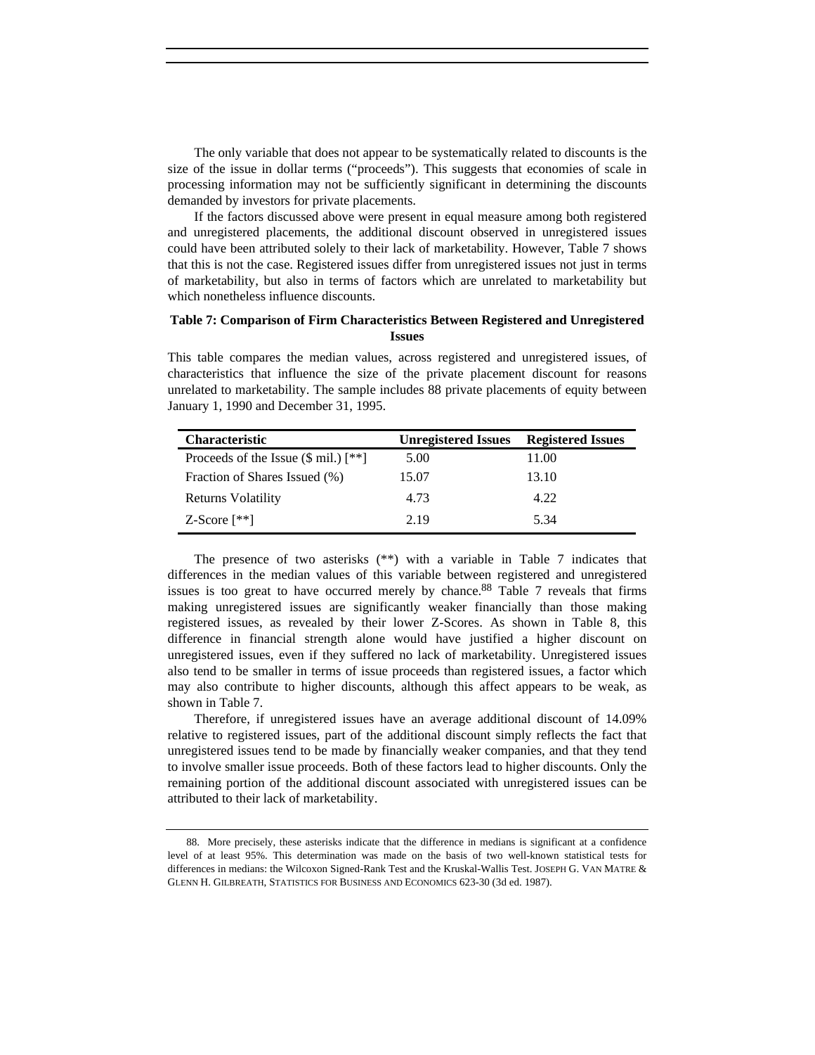The only variable that does not appear to be systematically related to discounts is the size of the issue in dollar terms ("proceeds"). This suggests that economies of scale in processing information may not be sufficiently significant in determining the discounts demanded by investors for private placements.

If the factors discussed above were present in equal measure among both registered and unregistered placements, the additional discount observed in unregistered issues could have been attributed solely to their lack of marketability. However, Table 7 shows that this is not the case. Registered issues differ from unregistered issues not just in terms of marketability, but also in terms of factors which are unrelated to marketability but which nonetheless influence discounts.

**Table 7: Comparison of Firm Characteristics Between Registered and Unregistered Issues**

This table compares the median values, across registered and unregistered issues, of characteristics that influence the size of the private placement discount for reasons unrelated to marketability. The sample includes 88 private placements of equity between January 1, 1990 and December 31, 1995.

| Characteristic | Unregistered Issues | Registered Issues |
|---|---|---|
| Proceeds of the Issue ($ mil.) [**] | 5.00 | 11.00 |
| Fraction of Shares Issued (%) | 15.07 | 13.10 |
| Returns Volatility | 4.73 | 4.22 |
| Z-Score [**] | 2.19 | 5.34 |

The presence of two asterisks (**) with a variable in Table 7 indicates that differences in the median values of this variable between registered and unregistered issues is too great to have occurred merely by chance.[88] Table 7 reveals that firms making unregistered issues are significantly weaker financially than those making registered issues, as revealed by their lower Z-Scores. As shown in Table 8, this difference in financial strength alone would have justified a higher discount on unregistered issues, even if they suffered no lack of marketability. Unregistered issues also tend to be smaller in terms of issue proceeds than registered issues, a factor which may also contribute to higher discounts, although this affect appears to be weak, as shown in Table 7.

Therefore, if unregistered issues have an average additional discount of 14.09% relative to registered issues, part of the additional discount simply reflects the fact that unregistered issues tend to be made by financially weaker companies, and that they tend to involve smaller issue proceeds. Both of these factors lead to higher discounts. Only the remaining portion of the additional discount associated with unregistered issues can be attributed to their lack of marketability.

---

88. More precisely, these asterisks indicate that the difference in medians is significant at a confidence level of at least 95%. This determination was made on the basis of two well-known statistical tests for differences in medians: the Wilcoxon Signed-Rank Test and the Kruskal-Wallis Test. JOSEPH G. VAN MATRE & GLENN H. GILBREATH, STATISTICS FOR BUSINESS AND ECONOMICS 623-30 (3d ed. 1987).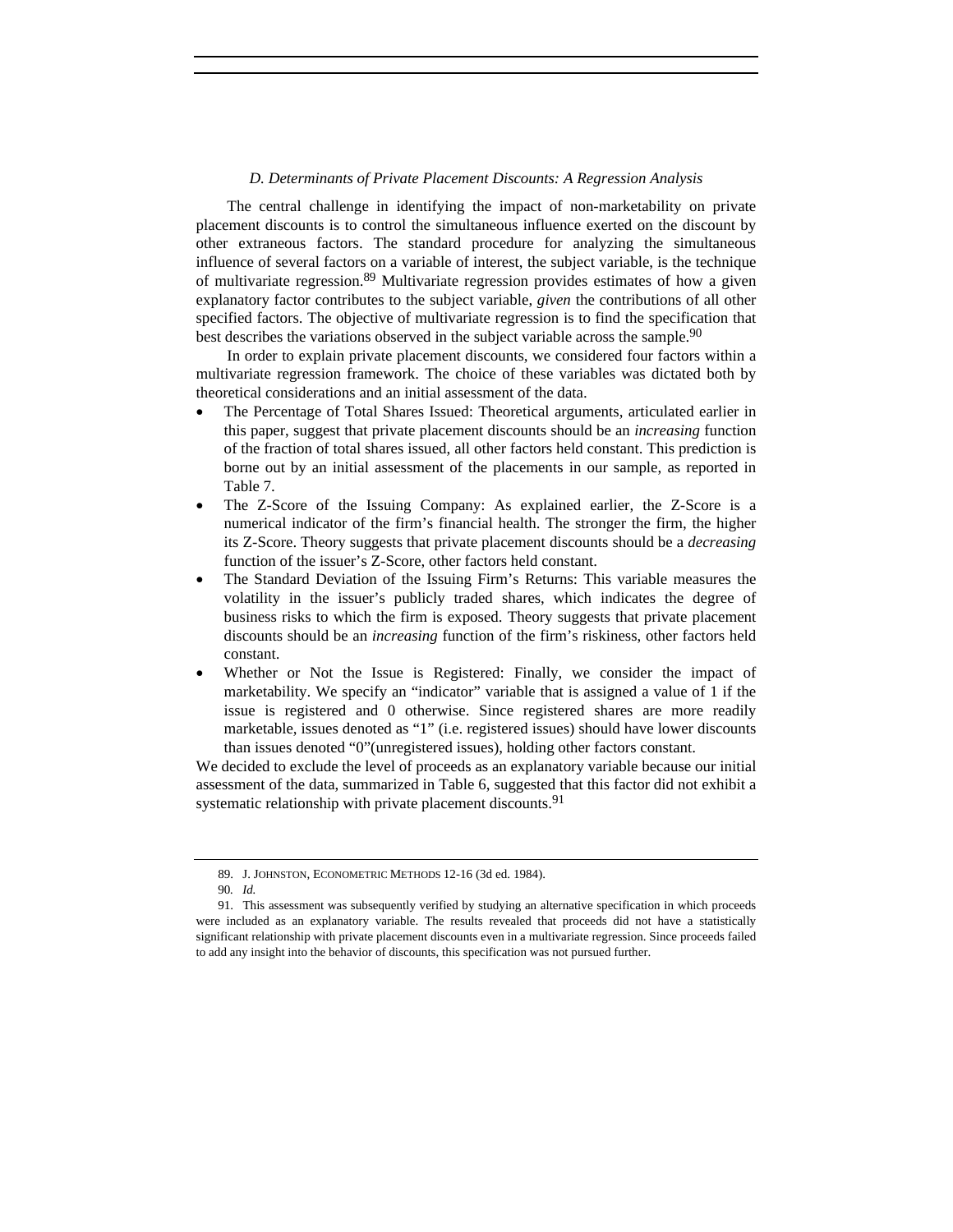### *D. Determinants of Private Placement Discounts: A Regression Analysis*

The central challenge in identifying the impact of non-marketability on private placement discounts is to control the simultaneous influence exerted on the discount by other extraneous factors. The standard procedure for analyzing the simultaneous influence of several factors on a variable of interest, the subject variable, is the technique of multivariate regression.[89] Multivariate regression provides estimates of how a given explanatory factor contributes to the subject variable, *given* the contributions of all other specified factors. The objective of multivariate regression is to find the specification that best describes the variations observed in the subject variable across the sample.[90]

In order to explain private placement discounts, we considered four factors within a multivariate regression framework. The choice of these variables was dictated both by theoretical considerations and an initial assessment of the data.

- The Percentage of Total Shares Issued: Theoretical arguments, articulated earlier in this paper, suggest that private placement discounts should be an *increasing* function of the fraction of total shares issued, all other factors held constant. This prediction is borne out by an initial assessment of the placements in our sample, as reported in Table 7.
- The Z-Score of the Issuing Company: As explained earlier, the Z-Score is a numerical indicator of the firm's financial health. The stronger the firm, the higher its Z-Score. Theory suggests that private placement discounts should be a *decreasing* function of the issuer's Z-Score, other factors held constant.
- The Standard Deviation of the Issuing Firm's Returns: This variable measures the volatility in the issuer's publicly traded shares, which indicates the degree of business risks to which the firm is exposed. Theory suggests that private placement discounts should be an *increasing* function of the firm's riskiness, other factors held constant.
- Whether or Not the Issue is Registered: Finally, we consider the impact of marketability. We specify an "indicator" variable that is assigned a value of 1 if the issue is registered and 0 otherwise. Since registered shares are more readily marketable, issues denoted as "1" (i.e. registered issues) should have lower discounts than issues denoted "0"(unregistered issues), holding other factors constant.

We decided to exclude the level of proceeds as an explanatory variable because our initial assessment of the data, summarized in Table 6, suggested that this factor did not exhibit a systematic relationship with private placement discounts.[91]

---

89. J. JOHNSTON, ECONOMETRIC METHODS 12-16 (3d ed. 1984).

90. *Id.*

91. This assessment was subsequently verified by studying an alternative specification in which proceeds were included as an explanatory variable. The results revealed that proceeds did not have a statistically significant relationship with private placement discounts even in a multivariate regression. Since proceeds failed to add any insight into the behavior of discounts, this specification was not pursued further.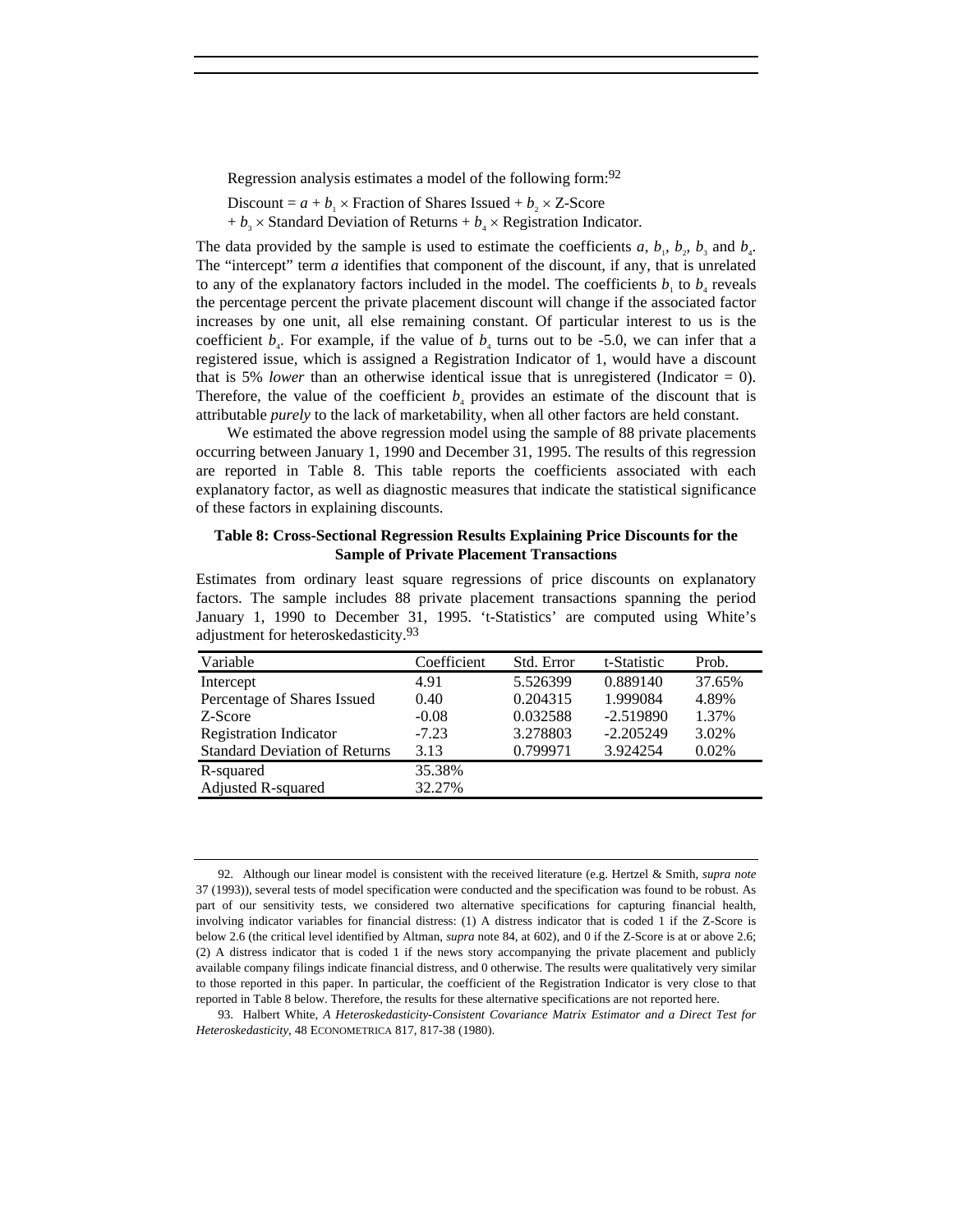Regression analysis estimates a model of the following form:[92]

Discount = $a + b_1 \times$ Fraction of Shares Issued + $b_2 \times$ Z-Score
+ $b_3 \times$ Standard Deviation of Returns + $b_4 \times$ Registration Indicator.

The data provided by the sample is used to estimate the coefficients $a$, $b_1$, $b_2$, $b_3$ and $b_4$. The "intercept" term $a$ identifies that component of the discount, if any, that is unrelated to any of the explanatory factors included in the model. The coefficients $b_1$ to $b_4$ reveals the percentage percent the private placement discount will change if the associated factor increases by one unit, all else remaining constant. Of particular interest to us is the coefficient $b_4$. For example, if the value of $b_4$ turns out to be -5.0, we can infer that a registered issue, which is assigned a Registration Indicator of 1, would have a discount that is 5% *lower* than an otherwise identical issue that is unregistered (Indicator = 0). Therefore, the value of the coefficient $b_4$ provides an estimate of the discount that is attributable *purely* to the lack of marketability, when all other factors are held constant.

We estimated the above regression model using the sample of 88 private placements occurring between January 1, 1990 and December 31, 1995. The results of this regression are reported in Table 8. This table reports the coefficients associated with each explanatory factor, as well as diagnostic measures that indicate the statistical significance of these factors in explaining discounts.

**Table 8: Cross-Sectional Regression Results Explaining Price Discounts for the Sample of Private Placement Transactions**

Estimates from ordinary least square regressions of price discounts on explanatory factors. The sample includes 88 private placement transactions spanning the period January 1, 1990 to December 31, 1995. 't-Statistics' are computed using White's adjustment for heteroskedasticity.[93]

| Variable | Coefficient | Std. Error | t-Statistic | Prob. |
|---|---|---|---|---|
| Intercept | 4.91 | 5.526399 | 0.889140 | 37.65% |
| Percentage of Shares Issued | 0.40 | 0.204315 | 1.999084 | 4.89% |
| Z-Score | -0.08 | 0.032588 | -2.519890 | 1.37% |
| Registration Indicator | -7.23 | 3.278803 | -2.205249 | 3.02% |
| Standard Deviation of Returns | 3.13 | 0.799971 | 3.924254 | 0.02% |
| R-squared | 35.38% | | | |
| Adjusted R-squared | 32.27% | | | |

---

92. Although our linear model is consistent with the received literature (e.g. Hertzel & Smith, *supra note* 37 (1993)), several tests of model specification were conducted and the specification was found to be robust. As part of our sensitivity tests, we considered two alternative specifications for capturing financial health, involving indicator variables for financial distress: (1) A distress indicator that is coded 1 if the Z-Score is below 2.6 (the critical level identified by Altman, *supra* note 84, at 602), and 0 if the Z-Score is at or above 2.6; (2) A distress indicator that is coded 1 if the news story accompanying the private placement and publicly available company filings indicate financial distress, and 0 otherwise. The results were qualitatively very similar to those reported in this paper. In particular, the coefficient of the Registration Indicator is very close to that reported in Table 8 below. Therefore, the results for these alternative specifications are not reported here.

93. Halbert White, *A Heteroskedasticity-Consistent Covariance Matrix Estimator and a Direct Test for Heteroskedasticity*, 48 ECONOMETRICA 817, 817-38 (1980).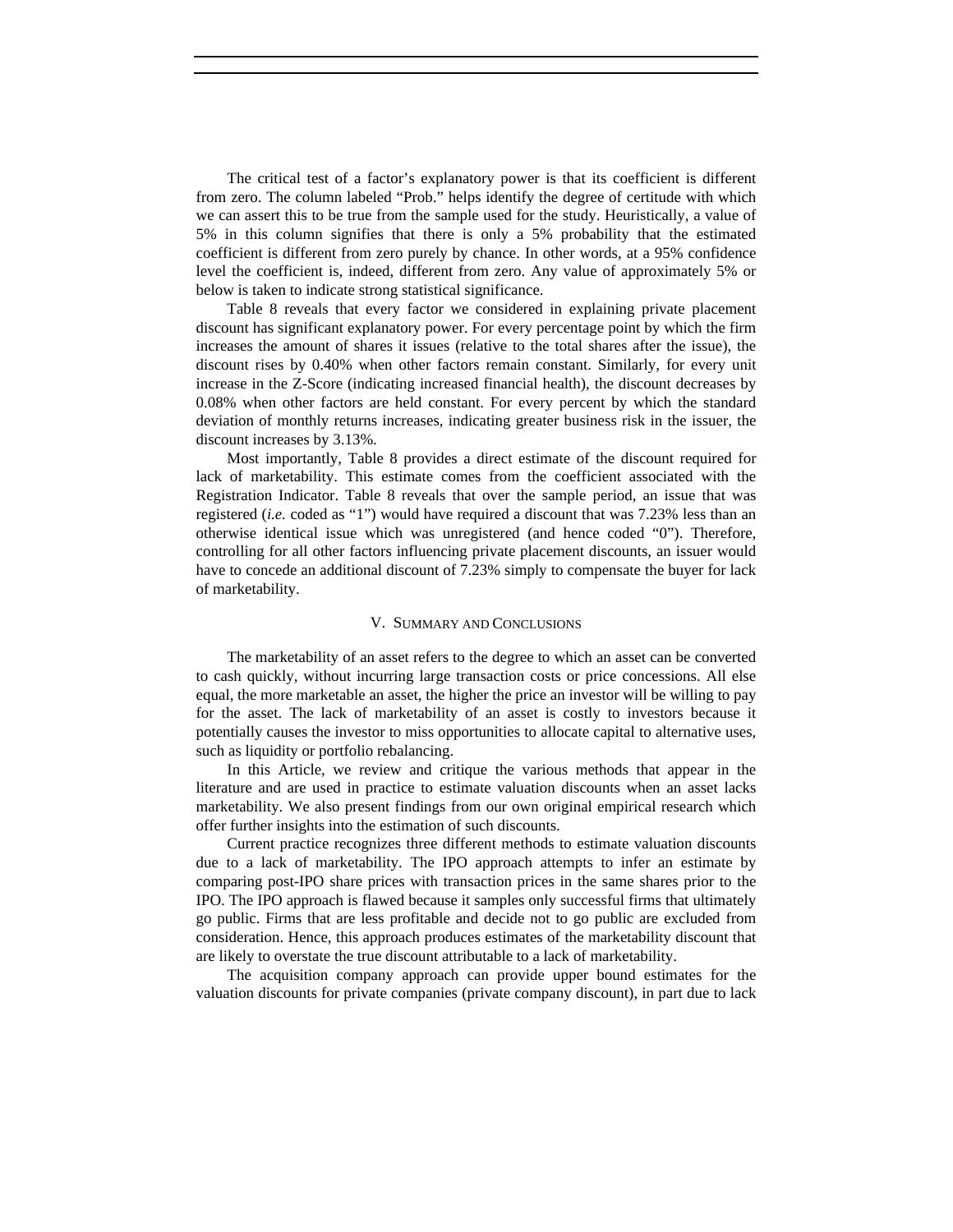The critical test of a factor's explanatory power is that its coefficient is different from zero. The column labeled "Prob." helps identify the degree of certitude with which we can assert this to be true from the sample used for the study. Heuristically, a value of 5% in this column signifies that there is only a 5% probability that the estimated coefficient is different from zero purely by chance. In other words, at a 95% confidence level the coefficient is, indeed, different from zero. Any value of approximately 5% or below is taken to indicate strong statistical significance.

Table 8 reveals that every factor we considered in explaining private placement discount has significant explanatory power. For every percentage point by which the firm increases the amount of shares it issues (relative to the total shares after the issue), the discount rises by 0.40% when other factors remain constant. Similarly, for every unit increase in the Z-Score (indicating increased financial health), the discount decreases by 0.08% when other factors are held constant. For every percent by which the standard deviation of monthly returns increases, indicating greater business risk in the issuer, the discount increases by 3.13%.

Most importantly, Table 8 provides a direct estimate of the discount required for lack of marketability. This estimate comes from the coefficient associated with the Registration Indicator. Table 8 reveals that over the sample period, an issue that was registered (*i.e.* coded as "1") would have required a discount that was 7.23% less than an otherwise identical issue which was unregistered (and hence coded "0"). Therefore, controlling for all other factors influencing private placement discounts, an issuer would have to concede an additional discount of 7.23% simply to compensate the buyer for lack of marketability.

## V. Summary and Conclusions

The marketability of an asset refers to the degree to which an asset can be converted to cash quickly, without incurring large transaction costs or price concessions. All else equal, the more marketable an asset, the higher the price an investor will be willing to pay for the asset. The lack of marketability of an asset is costly to investors because it potentially causes the investor to miss opportunities to allocate capital to alternative uses, such as liquidity or portfolio rebalancing.

In this Article, we review and critique the various methods that appear in the literature and are used in practice to estimate valuation discounts when an asset lacks marketability. We also present findings from our own original empirical research which offer further insights into the estimation of such discounts.

Current practice recognizes three different methods to estimate valuation discounts due to a lack of marketability. The IPO approach attempts to infer an estimate by comparing post-IPO share prices with transaction prices in the same shares prior to the IPO. The IPO approach is flawed because it samples only successful firms that ultimately go public. Firms that are less profitable and decide not to go public are excluded from consideration. Hence, this approach produces estimates of the marketability discount that are likely to overstate the true discount attributable to a lack of marketability.

The acquisition company approach can provide upper bound estimates for the valuation discounts for private companies (private company discount), in part due to lack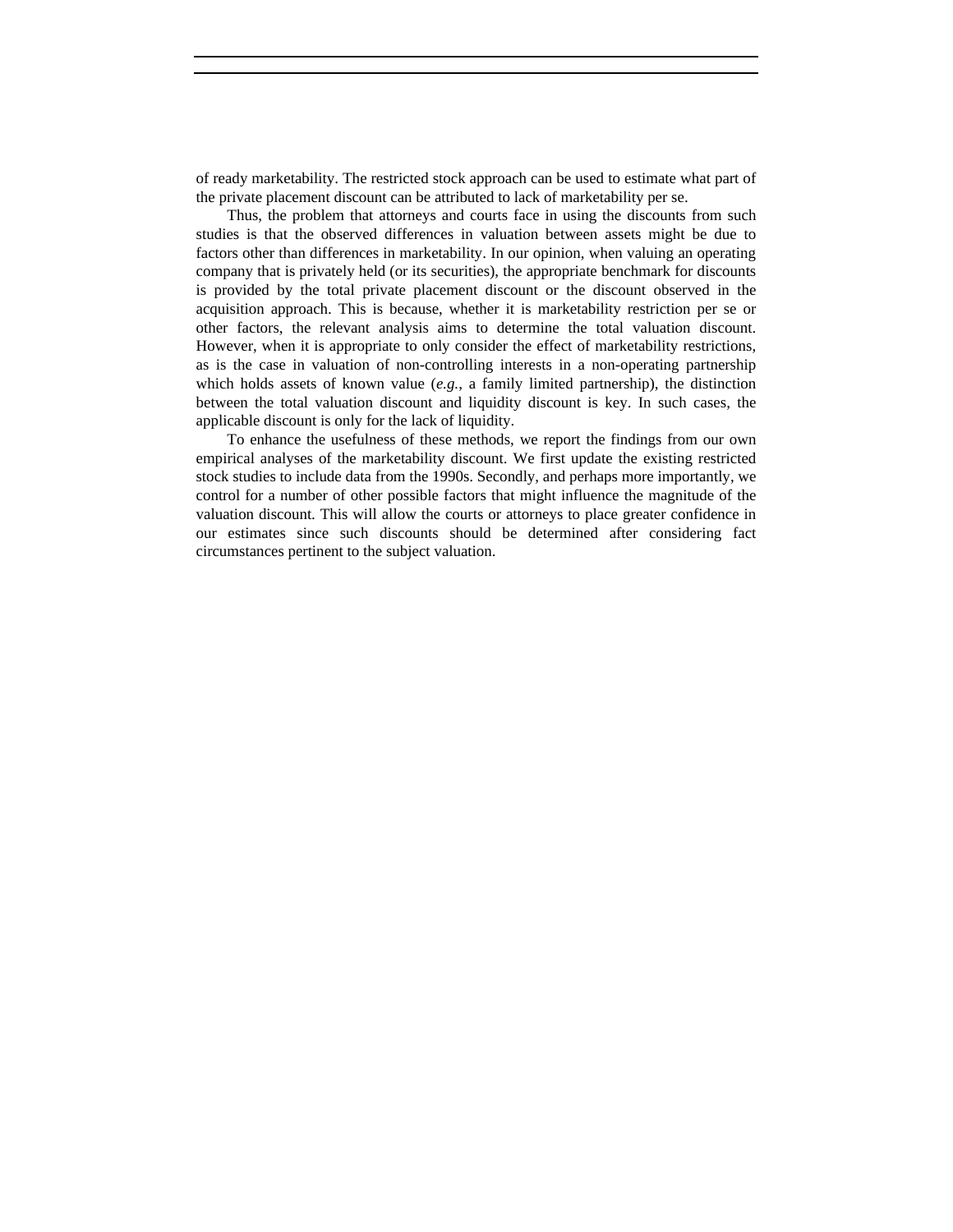of ready marketability. The restricted stock approach can be used to estimate what part of the private placement discount can be attributed to lack of marketability per se.

Thus, the problem that attorneys and courts face in using the discounts from such studies is that the observed differences in valuation between assets might be due to factors other than differences in marketability. In our opinion, when valuing an operating company that is privately held (or its securities), the appropriate benchmark for discounts is provided by the total private placement discount or the discount observed in the acquisition approach. This is because, whether it is marketability restriction per se or other factors, the relevant analysis aims to determine the total valuation discount. However, when it is appropriate to only consider the effect of marketability restrictions, as is the case in valuation of non-controlling interests in a non-operating partnership which holds assets of known value (*e.g.*, a family limited partnership), the distinction between the total valuation discount and liquidity discount is key. In such cases, the applicable discount is only for the lack of liquidity.

To enhance the usefulness of these methods, we report the findings from our own empirical analyses of the marketability discount. We first update the existing restricted stock studies to include data from the 1990s. Secondly, and perhaps more importantly, we control for a number of other possible factors that might influence the magnitude of the valuation discount. This will allow the courts or attorneys to place greater confidence in our estimates since such discounts should be determined after considering fact circumstances pertinent to the subject valuation.